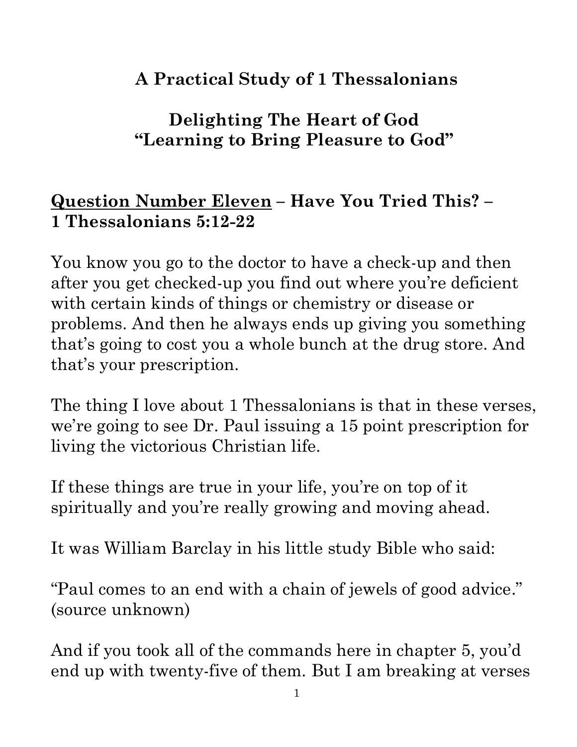# A Practical Study of 1 Thessalonians

## Delighting The Heart of God
## "Learning to Bring Pleasure to God"

### <u>Question Number Eleven</u> – Have You Tried This? – 1 Thessalonians 5:12-22

You know you go to the doctor to have a check-up and then after you get checked-up you find out where you're deficient with certain kinds of things or chemistry or disease or problems. And then he always ends up giving you something that's going to cost you a whole bunch at the drug store. And that's your prescription.

The thing I love about 1 Thessalonians is that in these verses, we're going to see Dr. Paul issuing a 15 point prescription for living the victorious Christian life.

If these things are true in your life, you're on top of it spiritually and you're really growing and moving ahead.

It was William Barclay in his little study Bible who said:

"Paul comes to an end with a chain of jewels of good advice." (source unknown)

And if you took all of the commands here in chapter 5, you'd end up with twenty-five of them. But I am breaking at verses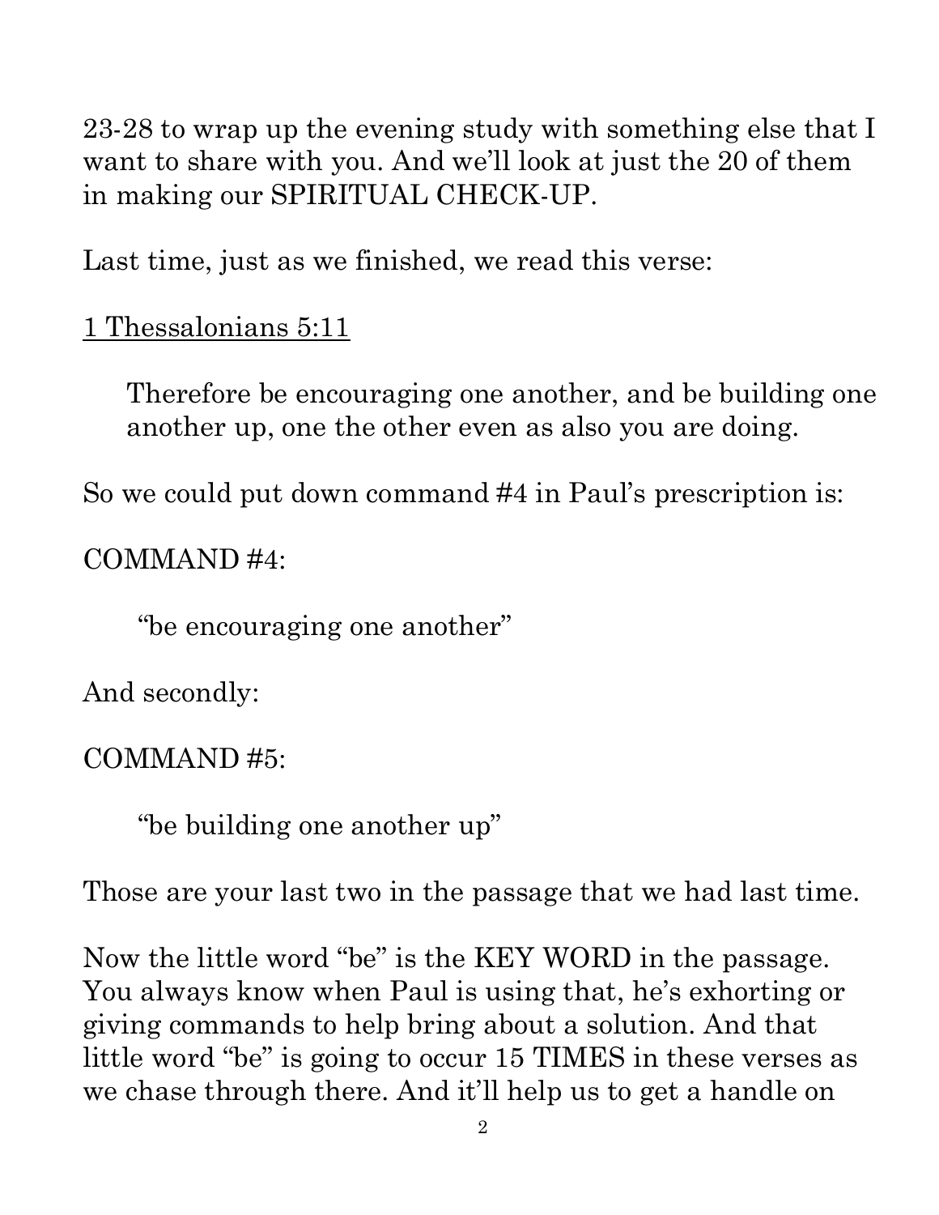23-28 to wrap up the evening study with something else that I want to share with you. And we'll look at just the 20 of them in making our SPIRITUAL CHECK-UP.

Last time, just as we finished, we read this verse:

<u>1 Thessalonians 5:11</u>

> Therefore be encouraging one another, and be building one another up, one the other even as also you are doing.

So we could put down command #4 in Paul's prescription is:

COMMAND #4:

> "be encouraging one another"

And secondly:

COMMAND #5:

> "be building one another up"

Those are your last two in the passage that we had last time.

Now the little word "be" is the KEY WORD in the passage. You always know when Paul is using that, he's exhorting or giving commands to help bring about a solution. And that little word "be" is going to occur 15 TIMES in these verses as we chase through there. And it'll help us to get a handle on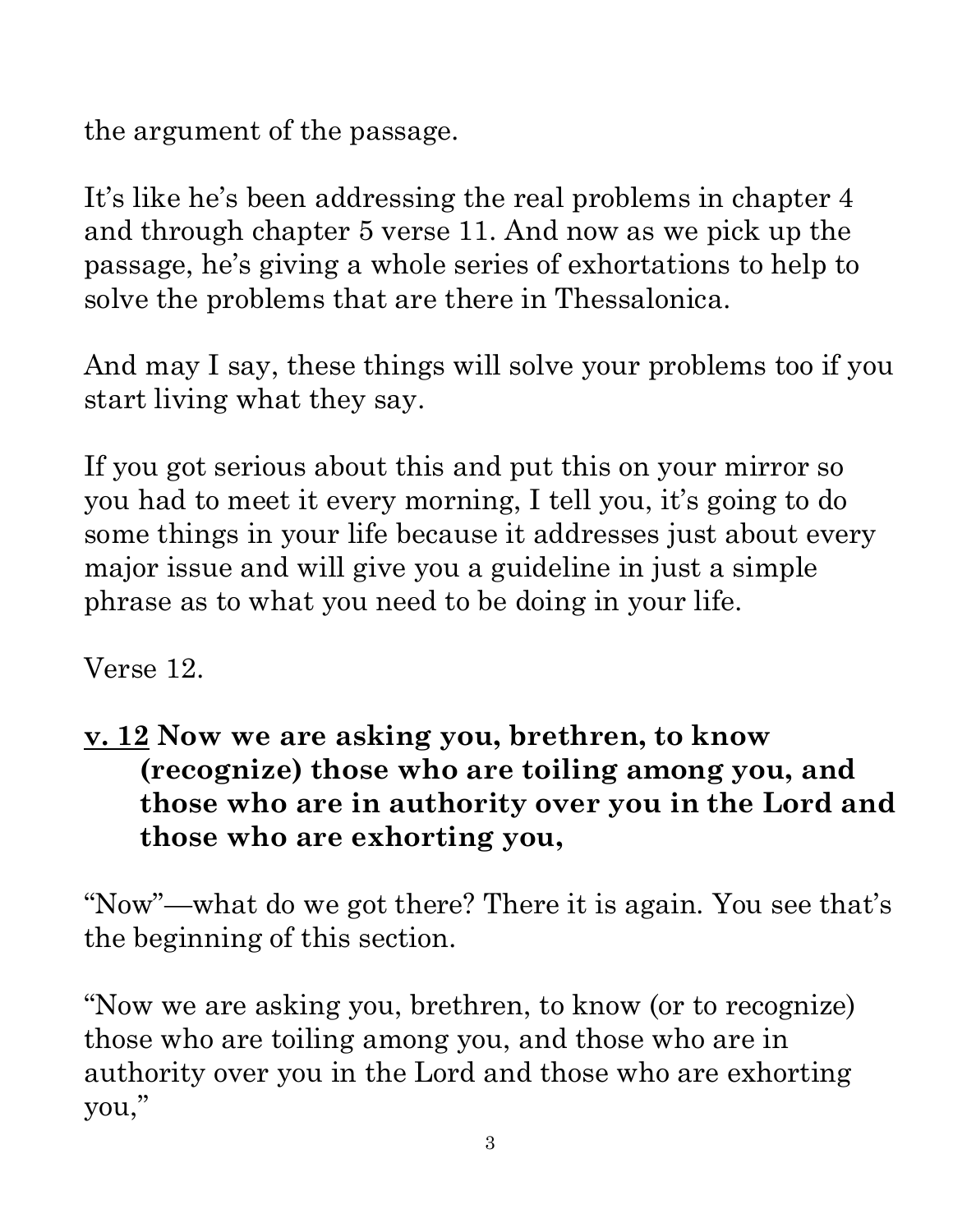the argument of the passage.

It’s like he’s been addressing the real problems in chapter 4 and through chapter 5 verse 11. And now as we pick up the passage, he’s giving a whole series of exhortations to help to solve the problems that are there in Thessalonica.

And may I say, these things will solve your problems too if you start living what they say.

If you got serious about this and put this on your mirror so you had to meet it every morning, I tell you, it’s going to do some things in your life because it addresses just about every major issue and will give you a guideline in just a simple phrase as to what you need to be doing in your life.

Verse 12.

**<u>v. 12</u> Now we are asking you, brethren, to know (recognize) those who are toiling among you, and those who are in authority over you in the Lord and those who are exhorting you,**

“Now”—what do we got there? There it is again. You see that’s the beginning of this section.

“Now we are asking you, brethren, to know (or to recognize) those who are toiling among you, and those who are in authority over you in the Lord and those who are exhorting you,”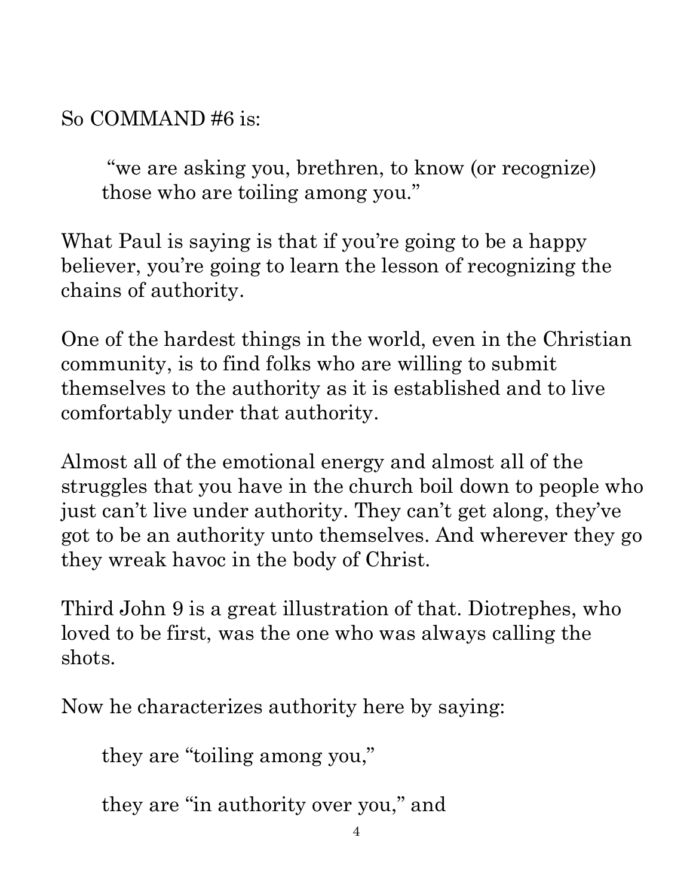So COMMAND #6 is:

> "we are asking you, brethren, to know (or recognize) those who are toiling among you."

What Paul is saying is that if you're going to be a happy believer, you're going to learn the lesson of recognizing the chains of authority.

One of the hardest things in the world, even in the Christian community, is to find folks who are willing to submit themselves to the authority as it is established and to live comfortably under that authority.

Almost all of the emotional energy and almost all of the struggles that you have in the church boil down to people who just can't live under authority. They can't get along, they've got to be an authority unto themselves. And wherever they go they wreak havoc in the body of Christ.

Third John 9 is a great illustration of that. Diotrephes, who loved to be first, was the one who was always calling the shots.

Now he characterizes authority here by saying:

> they are "toiling among you,"
>
> they are "in authority over you," and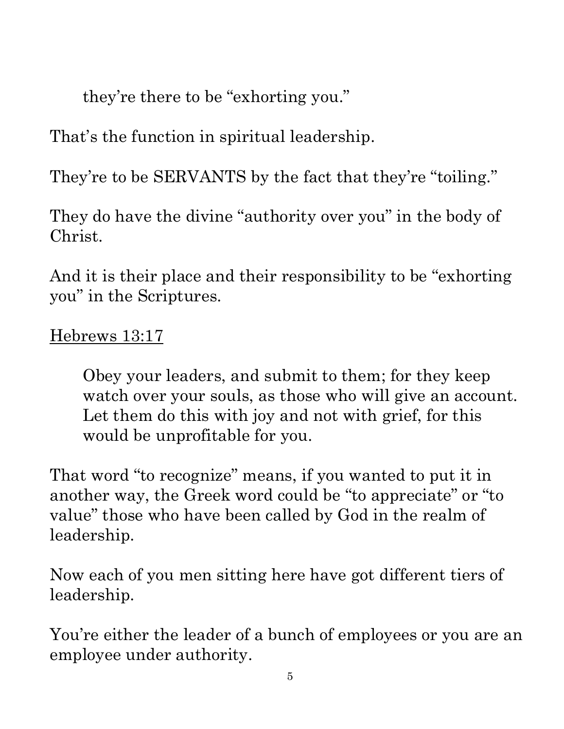> they're there to be "exhorting you."

That's the function in spiritual leadership.

They're to be SERVANTS by the fact that they're "toiling."

They do have the divine "authority over you" in the body of Christ.

And it is their place and their responsibility to be "exhorting you" in the Scriptures.

<u>Hebrews 13:17</u>

> Obey your leaders, and submit to them; for they keep watch over your souls, as those who will give an account. Let them do this with joy and not with grief, for this would be unprofitable for you.

That word "to recognize" means, if you wanted to put it in another way, the Greek word could be "to appreciate" or "to value" those who have been called by God in the realm of leadership.

Now each of you men sitting here have got different tiers of leadership.

You're either the leader of a bunch of employees or you are an employee under authority.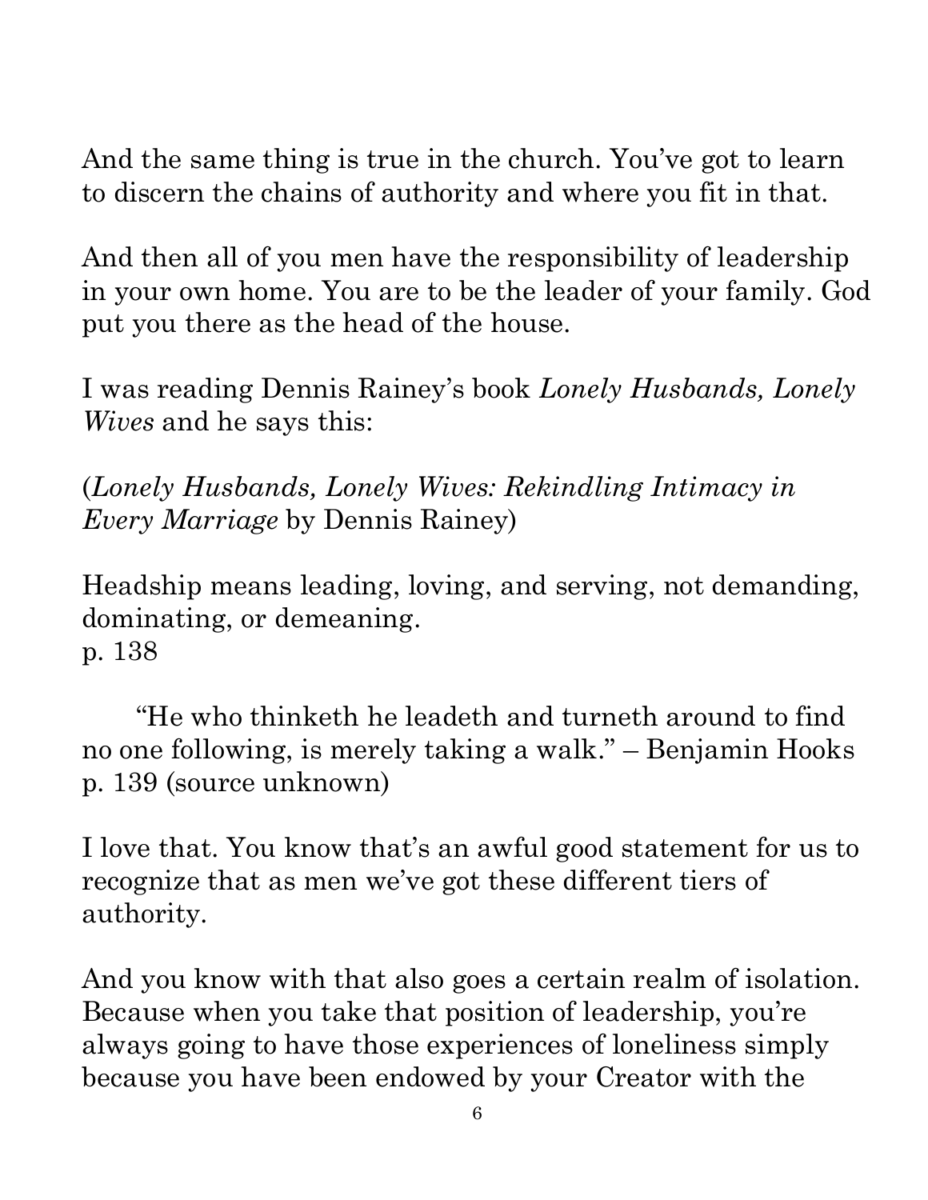And the same thing is true in the church. You've got to learn to discern the chains of authority and where you fit in that.

And then all of you men have the responsibility of leadership in your own home. You are to be the leader of your family. God put you there as the head of the house.

I was reading Dennis Rainey's book *Lonely Husbands, Lonely Wives* and he says this:

(*Lonely Husbands, Lonely Wives: Rekindling Intimacy in Every Marriage* by Dennis Rainey)

Headship means leading, loving, and serving, not demanding, dominating, or demeaning.
p. 138

> "He who thinketh he leadeth and turneth around to find no one following, is merely taking a walk." – Benjamin Hooks
> p. 139 (source unknown)

I love that. You know that's an awful good statement for us to recognize that as men we've got these different tiers of authority.

And you know with that also goes a certain realm of isolation. Because when you take that position of leadership, you're always going to have those experiences of loneliness simply because you have been endowed by your Creator with the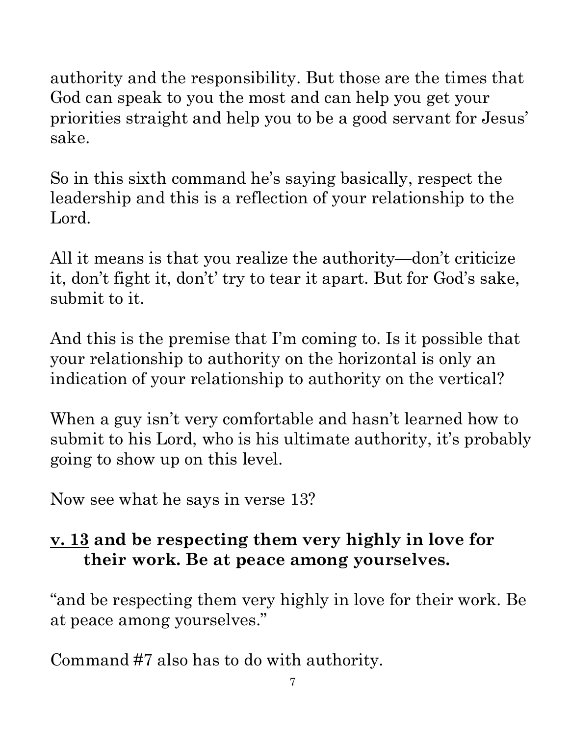authority and the responsibility. But those are the times that God can speak to you the most and can help you get your priorities straight and help you to be a good servant for Jesus' sake.

So in this sixth command he's saying basically, respect the leadership and this is a reflection of your relationship to the Lord.

All it means is that you realize the authority—don't criticize it, don't fight it, don't' try to tear it apart. But for God's sake, submit to it.

And this is the premise that I'm coming to. Is it possible that your relationship to authority on the horizontal is only an indication of your relationship to authority on the vertical?

When a guy isn't very comfortable and hasn't learned how to submit to his Lord, who is his ultimate authority, it's probably going to show up on this level.

Now see what he says in verse 13?

**<u>v. 13</u> and be respecting them very highly in love for their work. Be at peace among yourselves.**

"and be respecting them very highly in love for their work. Be at peace among yourselves."

Command #7 also has to do with authority.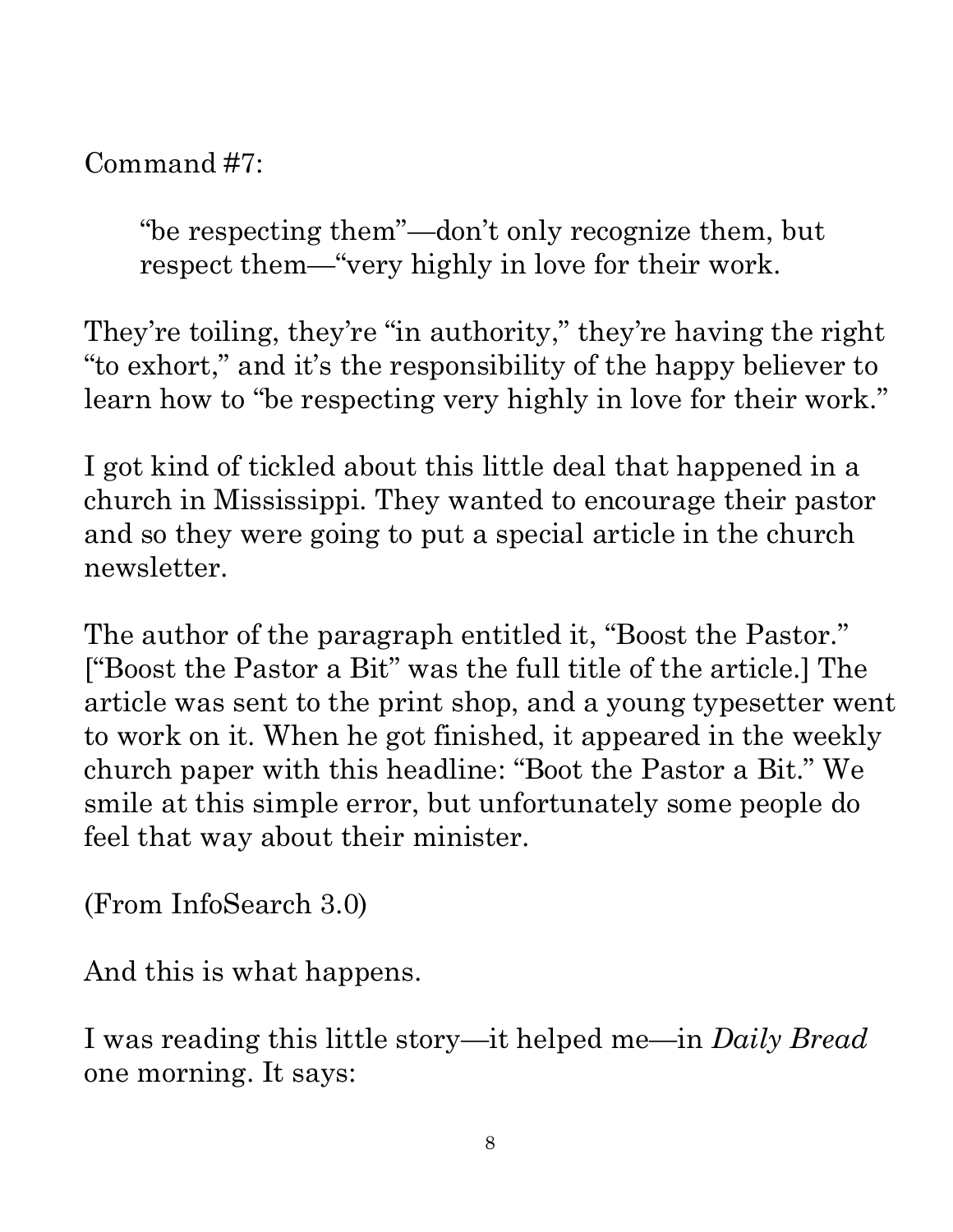Command #7:

> "be respecting them"—don't only recognize them, but respect them—"very highly in love for their work.

They're toiling, they're "in authority," they're having the right "to exhort," and it's the responsibility of the happy believer to learn how to "be respecting very highly in love for their work."

I got kind of tickled about this little deal that happened in a church in Mississippi. They wanted to encourage their pastor and so they were going to put a special article in the church newsletter.

The author of the paragraph entitled it, "Boost the Pastor." ["Boost the Pastor a Bit" was the full title of the article.] The article was sent to the print shop, and a young typesetter went to work on it. When he got finished, it appeared in the weekly church paper with this headline: "Boot the Pastor a Bit." We smile at this simple error, but unfortunately some people do feel that way about their minister.

(From InfoSearch 3.0)

And this is what happens.

I was reading this little story—it helped me—in *Daily Bread* one morning. It says: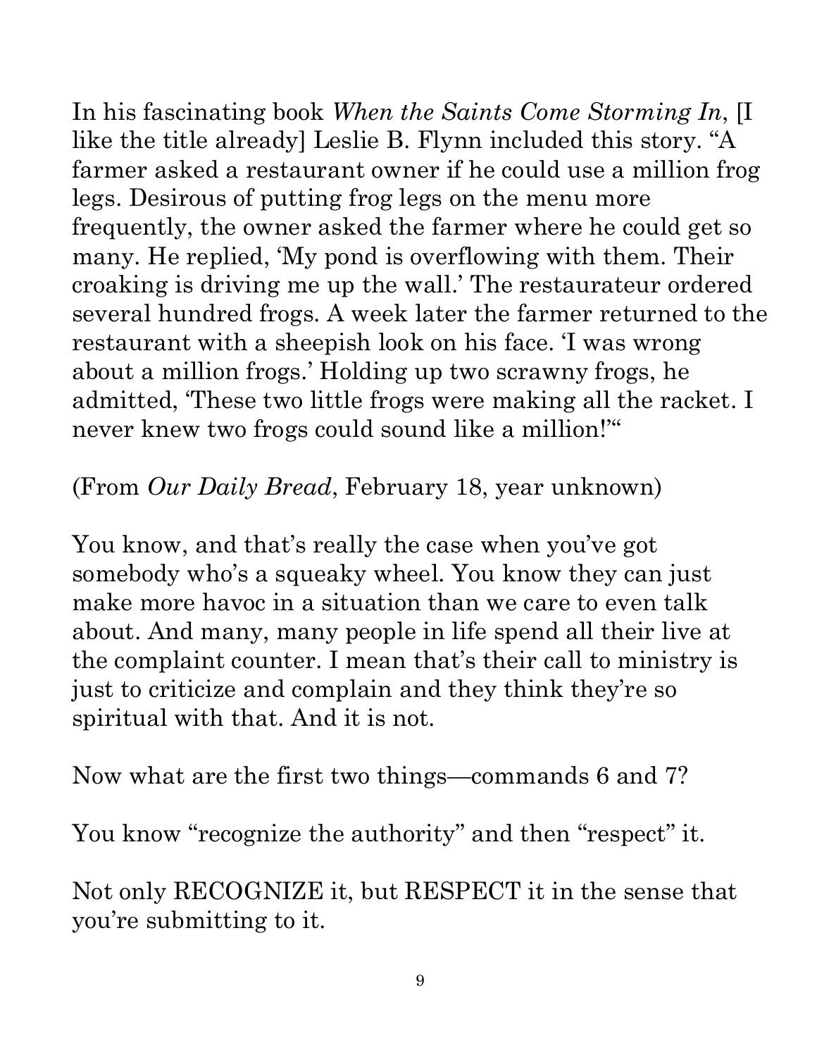In his fascinating book *When the Saints Come Storming In*, [I like the title already] Leslie B. Flynn included this story. "A farmer asked a restaurant owner if he could use a million frog legs. Desirous of putting frog legs on the menu more frequently, the owner asked the farmer where he could get so many. He replied, 'My pond is overflowing with them. Their croaking is driving me up the wall.' The restaurateur ordered several hundred frogs. A week later the farmer returned to the restaurant with a sheepish look on his face. 'I was wrong about a million frogs.' Holding up two scrawny frogs, he admitted, 'These two little frogs were making all the racket. I never knew two frogs could sound like a million!'"

(From *Our Daily Bread*, February 18, year unknown)

You know, and that's really the case when you've got somebody who's a squeaky wheel. You know they can just make more havoc in a situation than we care to even talk about. And many, many people in life spend all their live at the complaint counter. I mean that's their call to ministry is just to criticize and complain and they think they're so spiritual with that. And it is not.

Now what are the first two things—commands 6 and 7?

You know "recognize the authority" and then "respect" it.

Not only RECOGNIZE it, but RESPECT it in the sense that you're submitting to it.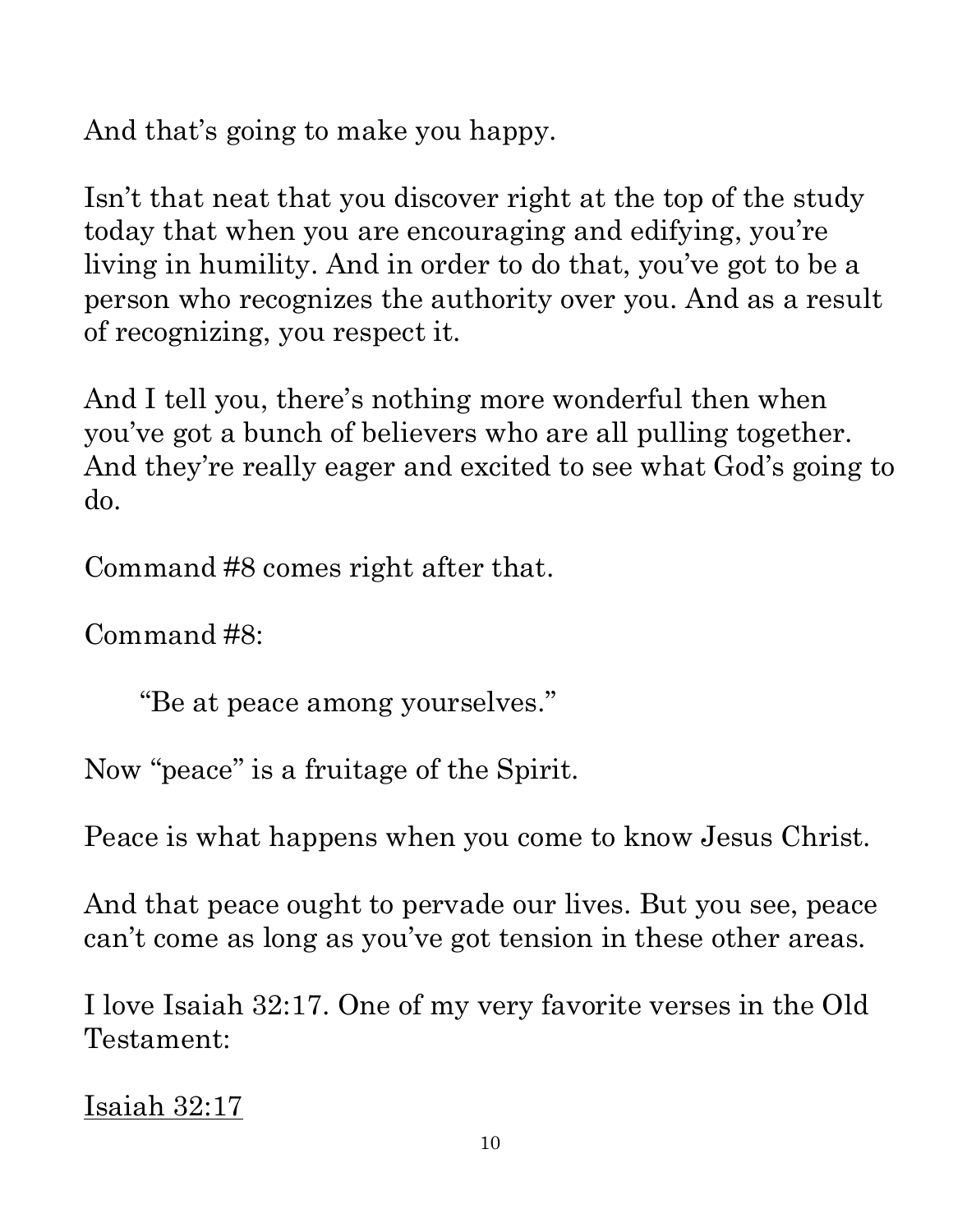And that's going to make you happy.

Isn't that neat that you discover right at the top of the study today that when you are encouraging and edifying, you're living in humility. And in order to do that, you've got to be a person who recognizes the authority over you. And as a result of recognizing, you respect it.

And I tell you, there's nothing more wonderful then when you've got a bunch of believers who are all pulling together. And they're really eager and excited to see what God's going to do.

Command #8 comes right after that.

Command #8:

> "Be at peace among yourselves."

Now "peace" is a fruitage of the Spirit.

Peace is what happens when you come to know Jesus Christ.

And that peace ought to pervade our lives. But you see, peace can't come as long as you've got tension in these other areas.

I love Isaiah 32:17. One of my very favorite verses in the Old Testament:

<u>Isaiah 32:17</u>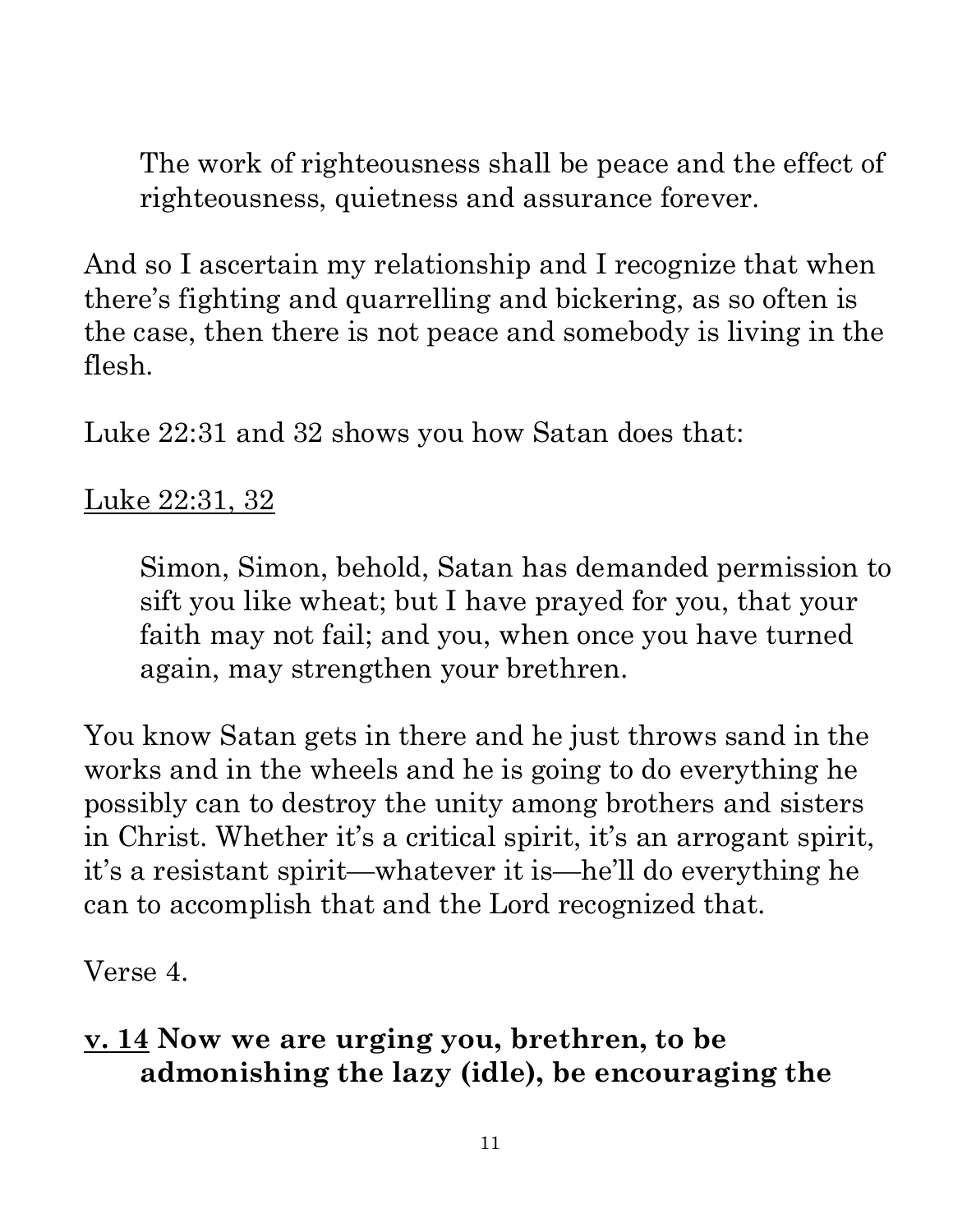> The work of righteousness shall be peace and the effect of righteousness, quietness and assurance forever.

And so I ascertain my relationship and I recognize that when there's fighting and quarrelling and bickering, as so often is the case, then there is not peace and somebody is living in the flesh.

Luke 22:31 and 32 shows you how Satan does that:

<u>Luke 22:31, 32</u>

> Simon, Simon, behold, Satan has demanded permission to sift you like wheat; but I have prayed for you, that your faith may not fail; and you, when once you have turned again, may strengthen your brethren.

You know Satan gets in there and he just throws sand in the works and in the wheels and he is going to do everything he possibly can to destroy the unity among brothers and sisters in Christ. Whether it's a critical spirit, it's an arrogant spirit, it's a resistant spirit—whatever it is—he'll do everything he can to accomplish that and the Lord recognized that.

Verse 4.

**<u>v. 14</u> Now we are urging you, brethren, to be admonishing the lazy (idle), be encouraging the**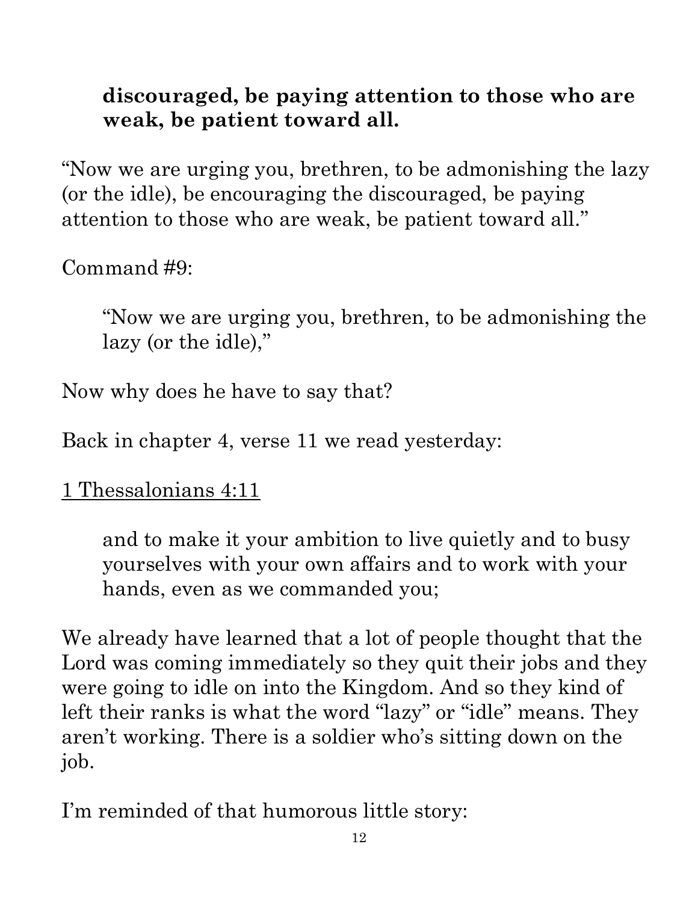> **discouraged, be paying attention to those who are weak, be patient toward all.**

"Now we are urging you, brethren, to be admonishing the lazy (or the idle), be encouraging the discouraged, be paying attention to those who are weak, be patient toward all."

Command #9:

> "Now we are urging you, brethren, to be admonishing the lazy (or the idle),"

Now why does he have to say that?

Back in chapter 4, verse 11 we read yesterday:

<u>1 Thessalonians 4:11</u>

> and to make it your ambition to live quietly and to busy yourselves with your own affairs and to work with your hands, even as we commanded you;

We already have learned that a lot of people thought that the Lord was coming immediately so they quit their jobs and they were going to idle on into the Kingdom. And so they kind of left their ranks is what the word "lazy" or "idle" means. They aren't working. There is a soldier who's sitting down on the job.

I'm reminded of that humorous little story: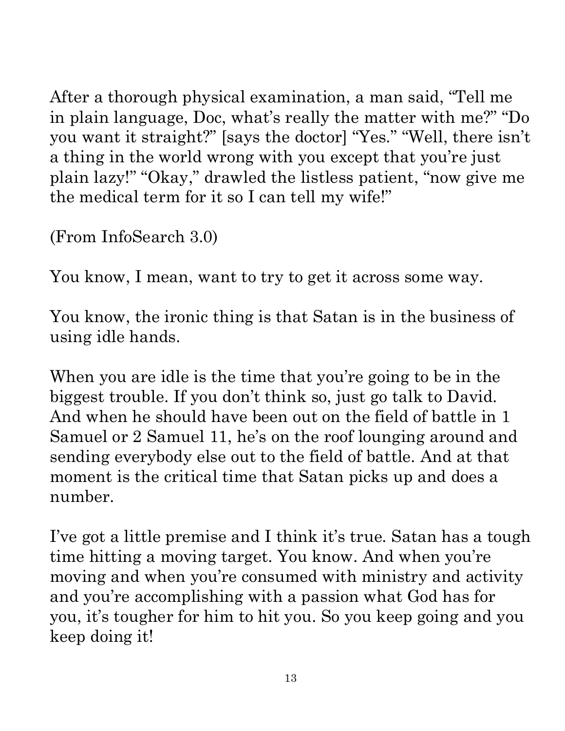After a thorough physical examination, a man said, "Tell me in plain language, Doc, what's really the matter with me?" "Do you want it straight?" [says the doctor] "Yes." "Well, there isn't a thing in the world wrong with you except that you're just plain lazy!" "Okay," drawled the listless patient, "now give me the medical term for it so I can tell my wife!"

(From InfoSearch 3.0)

You know, I mean, want to try to get it across some way.

You know, the ironic thing is that Satan is in the business of using idle hands.

When you are idle is the time that you're going to be in the biggest trouble. If you don't think so, just go talk to David. And when he should have been out on the field of battle in 1 Samuel or 2 Samuel 11, he's on the roof lounging around and sending everybody else out to the field of battle. And at that moment is the critical time that Satan picks up and does a number.

I've got a little premise and I think it's true. Satan has a tough time hitting a moving target. You know. And when you're moving and when you're consumed with ministry and activity and you're accomplishing with a passion what God has for you, it's tougher for him to hit you. So you keep going and you keep doing it!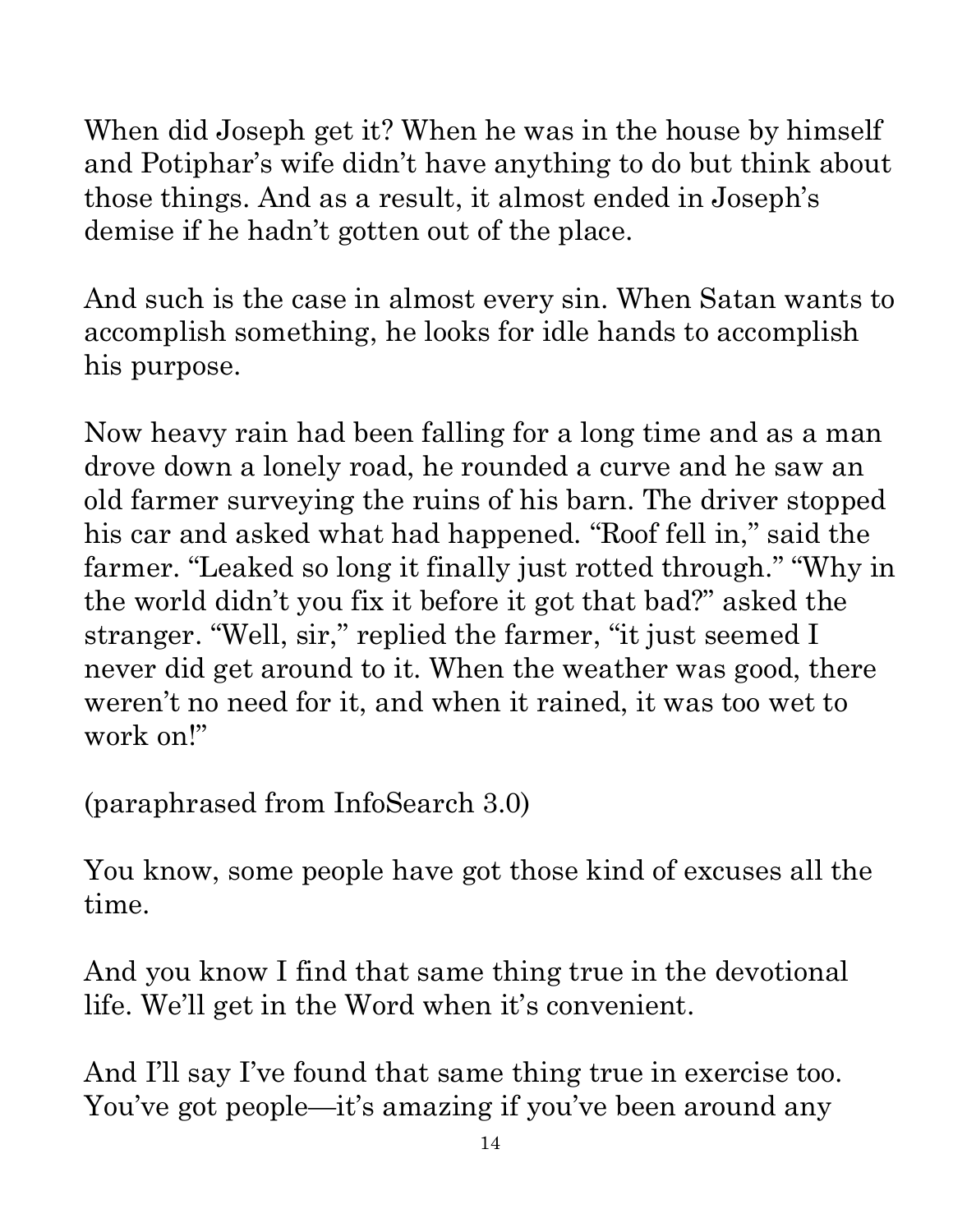When did Joseph get it? When he was in the house by himself and Potiphar's wife didn't have anything to do but think about those things. And as a result, it almost ended in Joseph's demise if he hadn't gotten out of the place.

And such is the case in almost every sin. When Satan wants to accomplish something, he looks for idle hands to accomplish his purpose.

Now heavy rain had been falling for a long time and as a man drove down a lonely road, he rounded a curve and he saw an old farmer surveying the ruins of his barn. The driver stopped his car and asked what had happened. "Roof fell in," said the farmer. "Leaked so long it finally just rotted through." "Why in the world didn't you fix it before it got that bad?" asked the stranger. "Well, sir," replied the farmer, "it just seemed I never did get around to it. When the weather was good, there weren't no need for it, and when it rained, it was too wet to work on!"

(paraphrased from InfoSearch 3.0)

You know, some people have got those kind of excuses all the time.

And you know I find that same thing true in the devotional life. We'll get in the Word when it's convenient.

And I'll say I've found that same thing true in exercise too. You've got people—it's amazing if you've been around any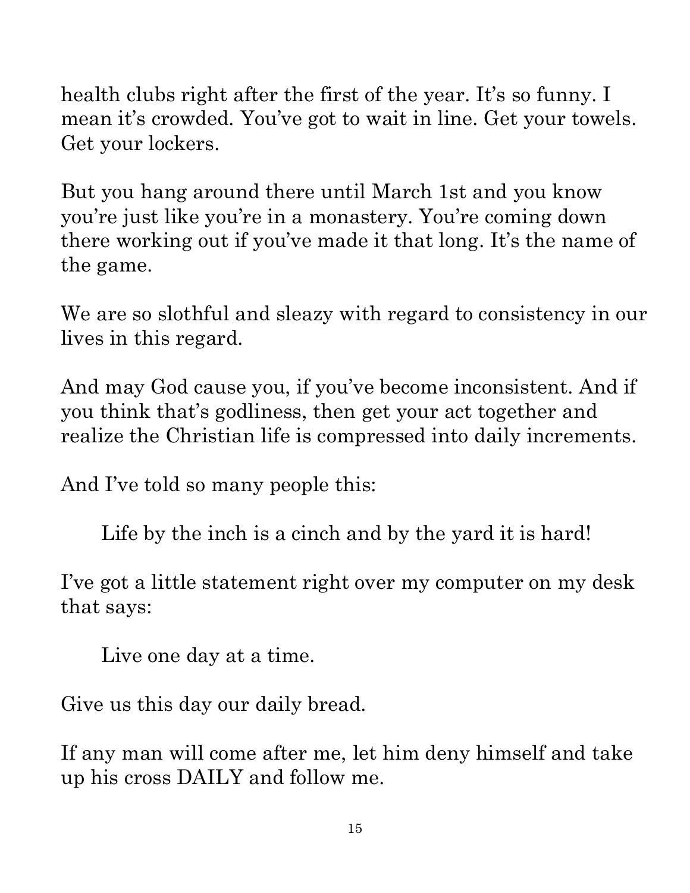health clubs right after the first of the year. It's so funny. I mean it's crowded. You've got to wait in line. Get your towels. Get your lockers.

But you hang around there until March 1st and you know you're just like you're in a monastery. You're coming down there working out if you've made it that long. It's the name of the game.

We are so slothful and sleazy with regard to consistency in our lives in this regard.

And may God cause you, if you've become inconsistent. And if you think that's godliness, then get your act together and realize the Christian life is compressed into daily increments.

And I've told so many people this:

> Life by the inch is a cinch and by the yard it is hard!

I've got a little statement right over my computer on my desk that says:

> Live one day at a time.

Give us this day our daily bread.

If any man will come after me, let him deny himself and take up his cross DAILY and follow me.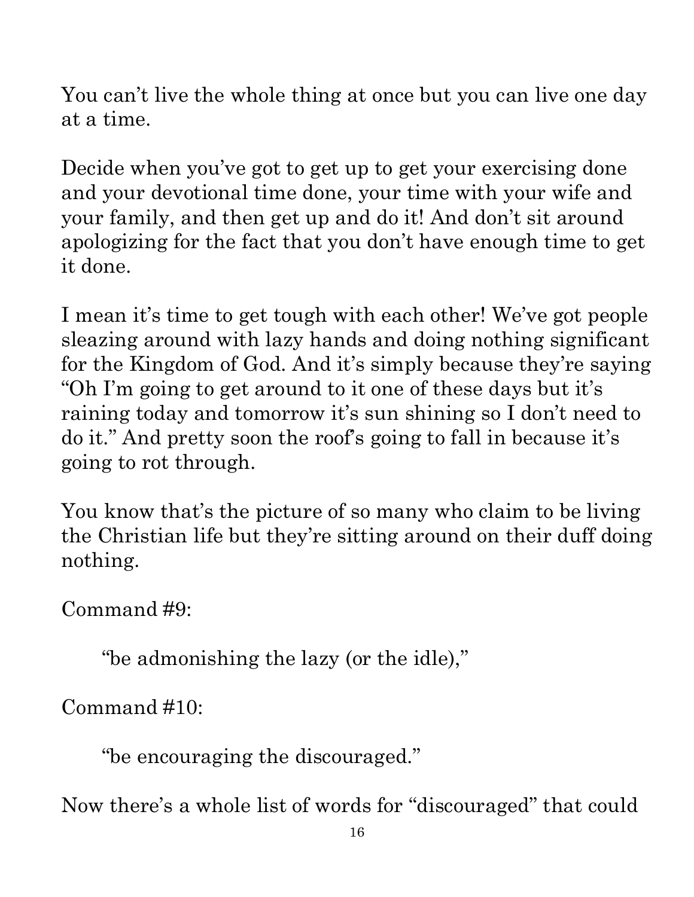You can't live the whole thing at once but you can live one day at a time.

Decide when you've got to get up to get your exercising done and your devotional time done, your time with your wife and your family, and then get up and do it! And don't sit around apologizing for the fact that you don't have enough time to get it done.

I mean it's time to get tough with each other! We've got people sleazing around with lazy hands and doing nothing significant for the Kingdom of God. And it's simply because they're saying "Oh I'm going to get around to it one of these days but it's raining today and tomorrow it's sun shining so I don't need to do it." And pretty soon the roof's going to fall in because it's going to rot through.

You know that's the picture of so many who claim to be living the Christian life but they're sitting around on their duff doing nothing.

Command #9:

> "be admonishing the lazy (or the idle),"

Command #10:

> "be encouraging the discouraged."

Now there's a whole list of words for "discouraged" that could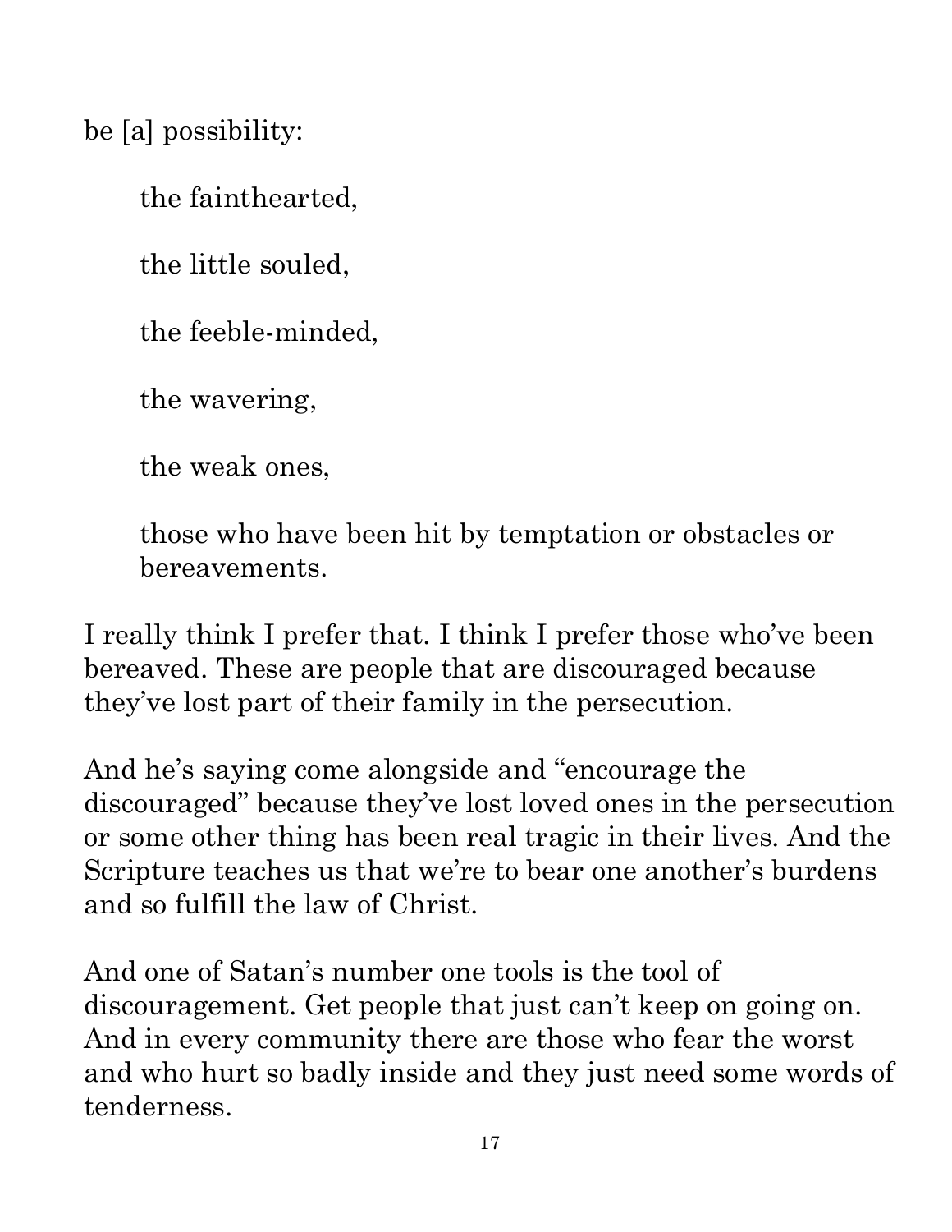be [a] possibility:

> the fainthearted,
>
> the little souled,
>
> the feeble-minded,
>
> the wavering,
>
> the weak ones,
>
> those who have been hit by temptation or obstacles or bereavements.

I really think I prefer that. I think I prefer those who've been bereaved. These are people that are discouraged because they've lost part of their family in the persecution.

And he's saying come alongside and "encourage the discouraged" because they've lost loved ones in the persecution or some other thing has been real tragic in their lives. And the Scripture teaches us that we're to bear one another's burdens and so fulfill the law of Christ.

And one of Satan's number one tools is the tool of discouragement. Get people that just can't keep on going on. And in every community there are those who fear the worst and who hurt so badly inside and they just need some words of tenderness.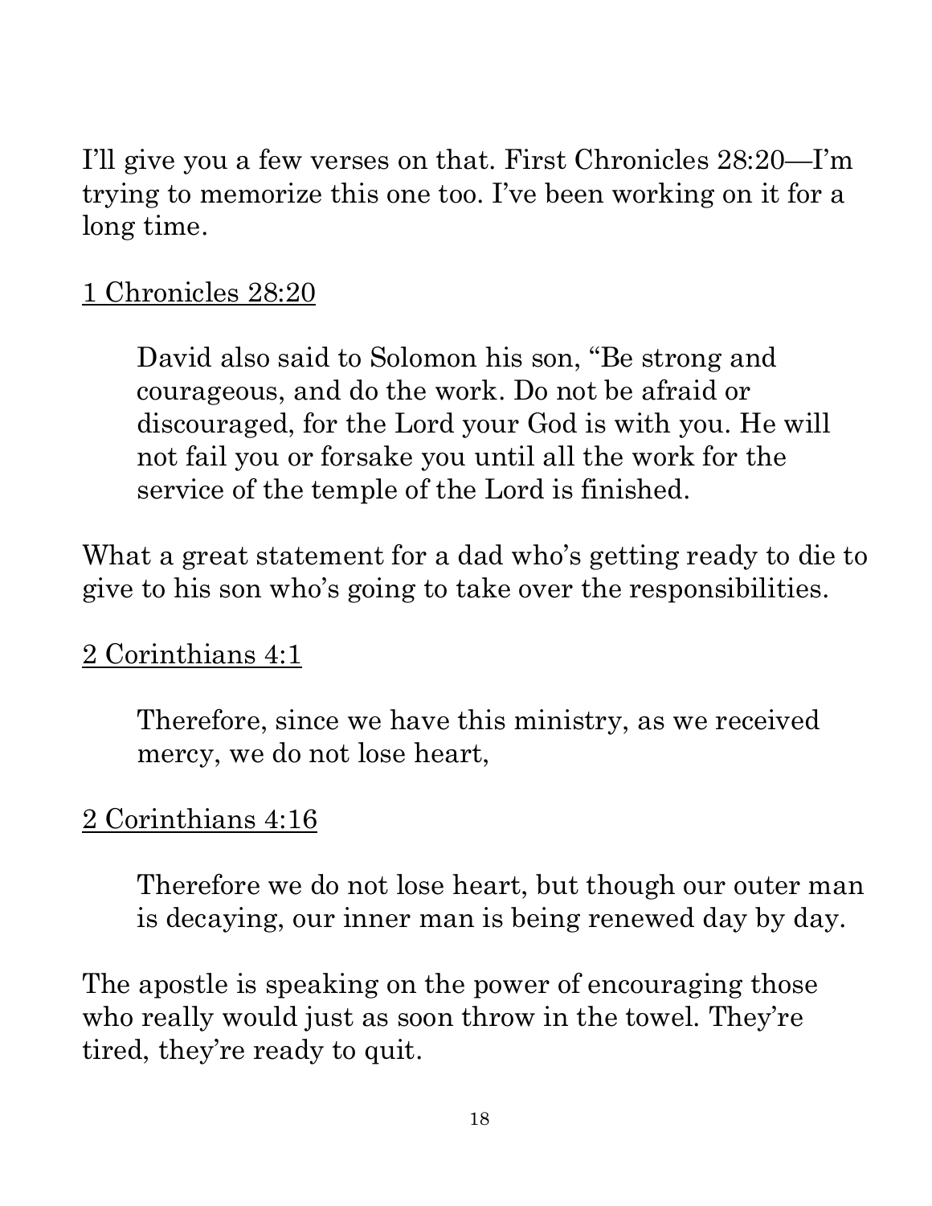I'll give you a few verses on that. First Chronicles 28:20—I'm trying to memorize this one too. I've been working on it for a long time.

<u>1 Chronicles 28:20</u>

> David also said to Solomon his son, "Be strong and courageous, and do the work. Do not be afraid or discouraged, for the Lord your God is with you. He will not fail you or forsake you until all the work for the service of the temple of the Lord is finished.

What a great statement for a dad who's getting ready to die to give to his son who's going to take over the responsibilities.

<u>2 Corinthians 4:1</u>

> Therefore, since we have this ministry, as we received mercy, we do not lose heart,

<u>2 Corinthians 4:16</u>

> Therefore we do not lose heart, but though our outer man is decaying, our inner man is being renewed day by day.

The apostle is speaking on the power of encouraging those who really would just as soon throw in the towel. They're tired, they're ready to quit.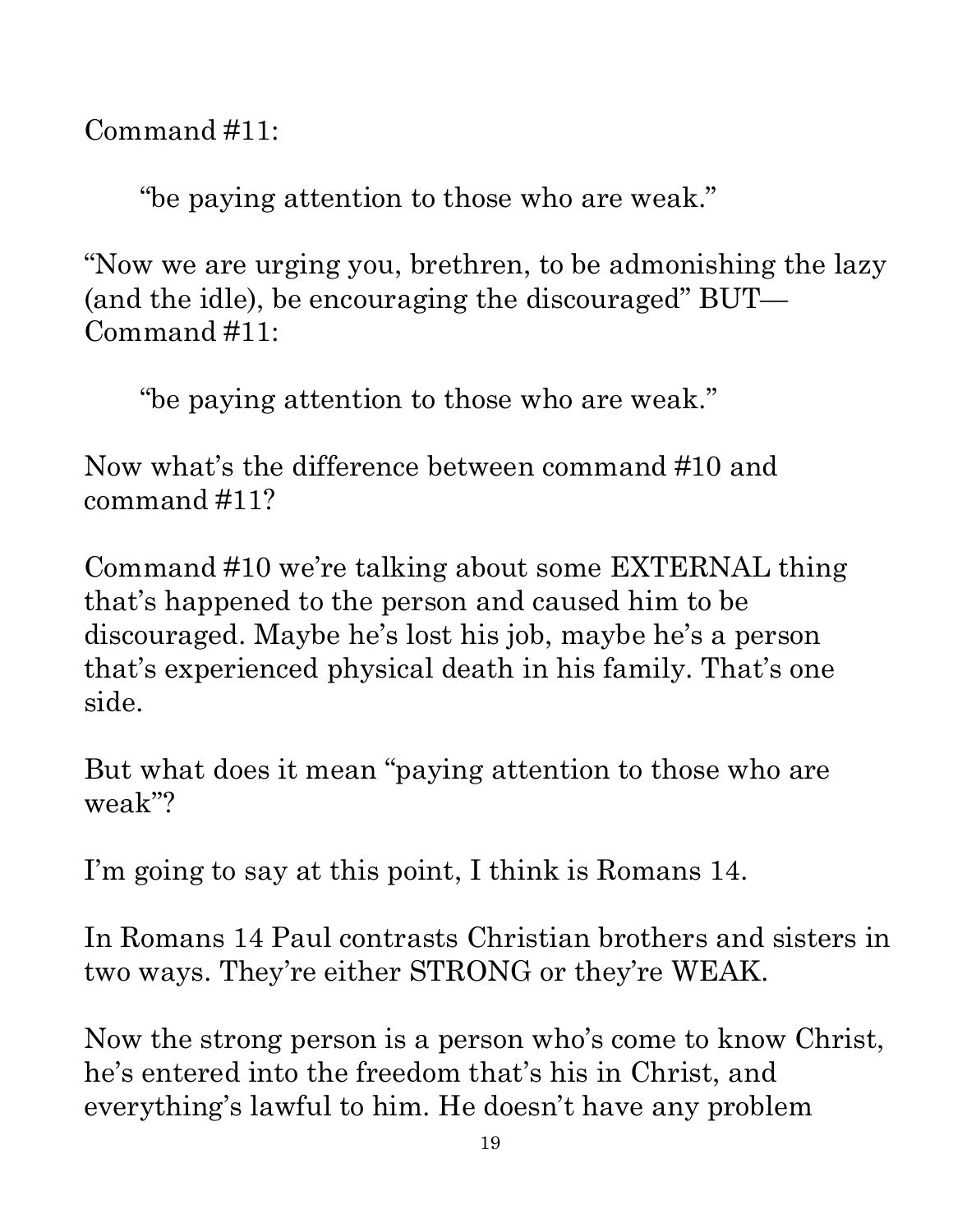Command #11:

> "be paying attention to those who are weak."

"Now we are urging you, brethren, to be admonishing the lazy (and the idle), be encouraging the discouraged" BUT—
Command #11:

> "be paying attention to those who are weak."

Now what's the difference between command #10 and command #11?

Command #10 we're talking about some EXTERNAL thing that's happened to the person and caused him to be discouraged. Maybe he's lost his job, maybe he's a person that's experienced physical death in his family. That's one side.

But what does it mean "paying attention to those who are weak"?

I'm going to say at this point, I think is Romans 14.

In Romans 14 Paul contrasts Christian brothers and sisters in two ways. They're either STRONG or they're WEAK.

Now the strong person is a person who's come to know Christ, he's entered into the freedom that's his in Christ, and everything's lawful to him. He doesn't have any problem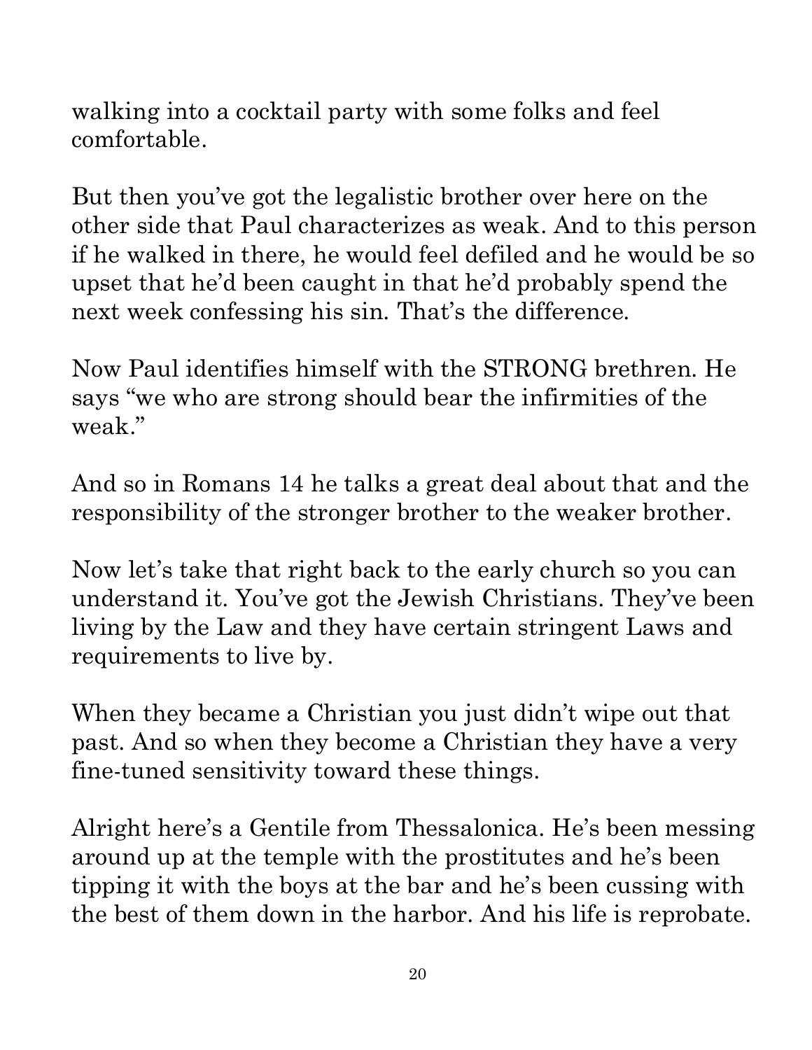walking into a cocktail party with some folks and feel comfortable.

But then you've got the legalistic brother over here on the other side that Paul characterizes as weak. And to this person if he walked in there, he would feel defiled and he would be so upset that he'd been caught in that he'd probably spend the next week confessing his sin. That's the difference.

Now Paul identifies himself with the STRONG brethren. He says "we who are strong should bear the infirmities of the weak."

And so in Romans 14 he talks a great deal about that and the responsibility of the stronger brother to the weaker brother.

Now let's take that right back to the early church so you can understand it. You've got the Jewish Christians. They've been living by the Law and they have certain stringent Laws and requirements to live by.

When they became a Christian you just didn't wipe out that past. And so when they become a Christian they have a very fine-tuned sensitivity toward these things.

Alright here's a Gentile from Thessalonica. He's been messing around up at the temple with the prostitutes and he's been tipping it with the boys at the bar and he's been cussing with the best of them down in the harbor. And his life is reprobate.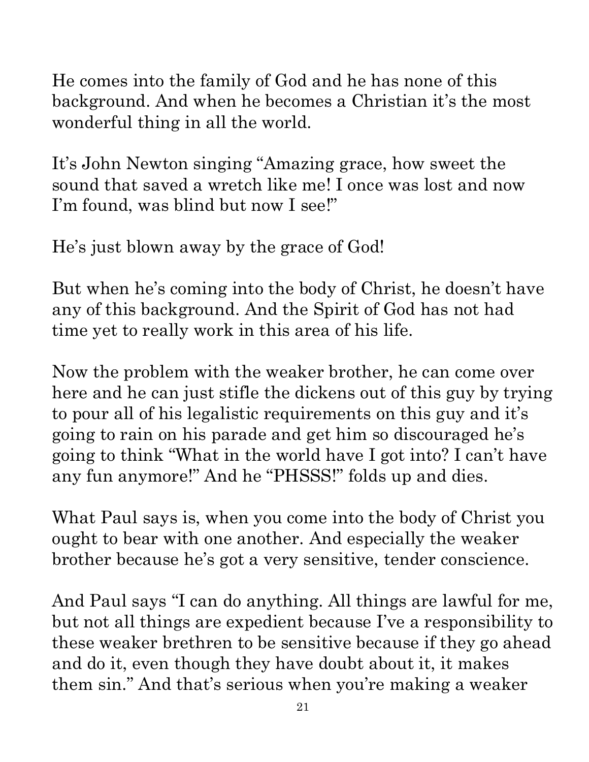He comes into the family of God and he has none of this background. And when he becomes a Christian it's the most wonderful thing in all the world.

It's John Newton singing "Amazing grace, how sweet the sound that saved a wretch like me! I once was lost and now I'm found, was blind but now I see!"

He's just blown away by the grace of God!

But when he's coming into the body of Christ, he doesn't have any of this background. And the Spirit of God has not had time yet to really work in this area of his life.

Now the problem with the weaker brother, he can come over here and he can just stifle the dickens out of this guy by trying to pour all of his legalistic requirements on this guy and it's going to rain on his parade and get him so discouraged he's going to think "What in the world have I got into? I can't have any fun anymore!" And he "PHSSS!" folds up and dies.

What Paul says is, when you come into the body of Christ you ought to bear with one another. And especially the weaker brother because he's got a very sensitive, tender conscience.

And Paul says "I can do anything. All things are lawful for me, but not all things are expedient because I've a responsibility to these weaker brethren to be sensitive because if they go ahead and do it, even though they have doubt about it, it makes them sin." And that's serious when you're making a weaker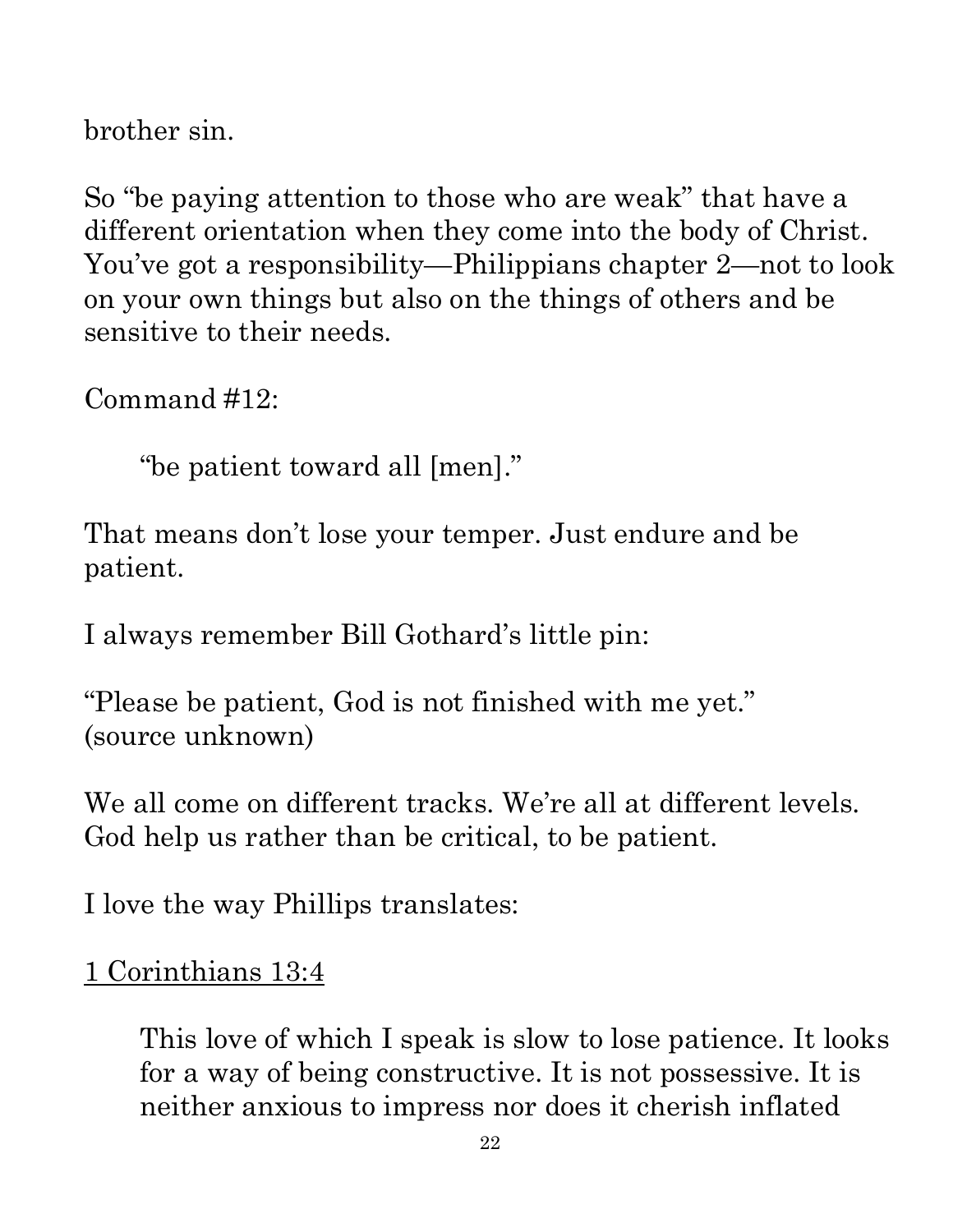brother sin.

So "be paying attention to those who are weak" that have a different orientation when they come into the body of Christ. You've got a responsibility—Philippians chapter 2—not to look on your own things but also on the things of others and be sensitive to their needs.

Command #12:

> "be patient toward all [men]."

That means don't lose your temper. Just endure and be patient.

I always remember Bill Gothard's little pin:

"Please be patient, God is not finished with me yet." (source unknown)

We all come on different tracks. We're all at different levels. God help us rather than be critical, to be patient.

I love the way Phillips translates:

<u>1 Corinthians 13:4</u>

> This love of which I speak is slow to lose patience. It looks for a way of being constructive. It is not possessive. It is neither anxious to impress nor does it cherish inflated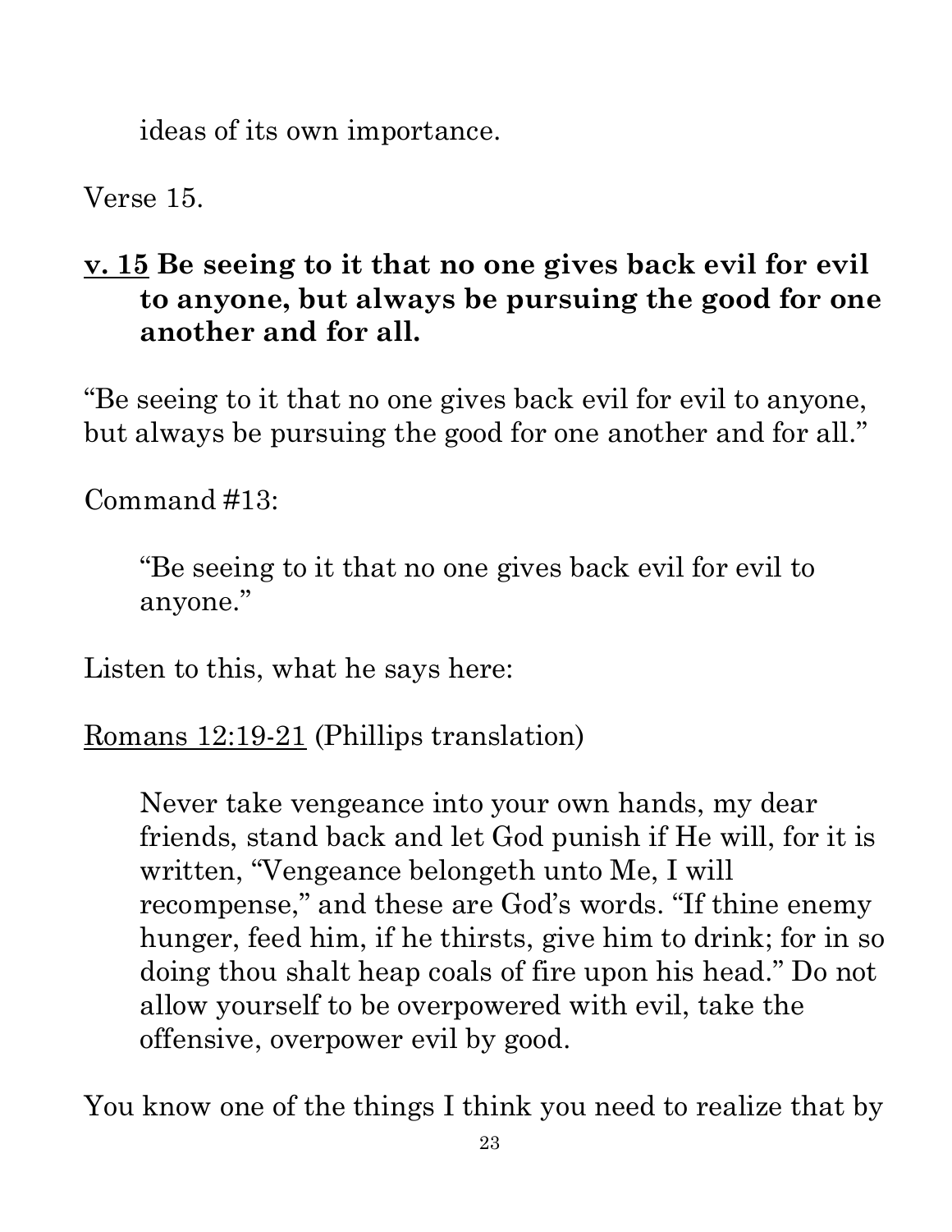ideas of its own importance.

Verse 15.

**<u>v. 15</u> Be seeing to it that no one gives back evil for evil to anyone, but always be pursuing the good for one another and for all.**

"Be seeing to it that no one gives back evil for evil to anyone, but always be pursuing the good for one another and for all."

Command #13:

> "Be seeing to it that no one gives back evil for evil to anyone."

Listen to this, what he says here:

<u>Romans 12:19-21</u> (Phillips translation)

> Never take vengeance into your own hands, my dear friends, stand back and let God punish if He will, for it is written, "Vengeance belongeth unto Me, I will recompense," and these are God's words. "If thine enemy hunger, feed him, if he thirsts, give him to drink; for in so doing thou shalt heap coals of fire upon his head." Do not allow yourself to be overpowered with evil, take the offensive, overpower evil by good.

You know one of the things I think you need to realize that by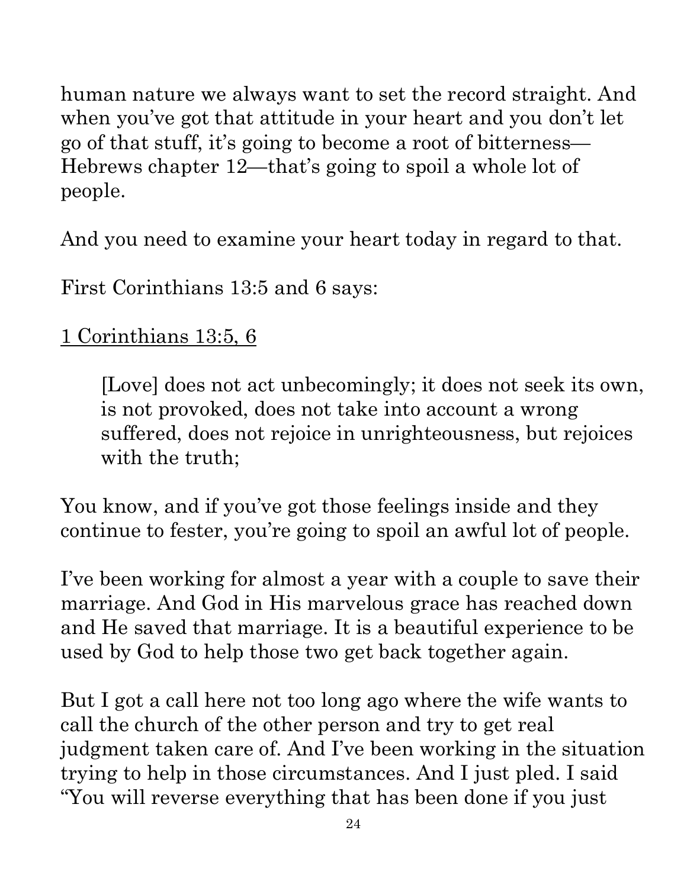human nature we always want to set the record straight. And when you've got that attitude in your heart and you don't let go of that stuff, it's going to become a root of bitterness—Hebrews chapter 12—that's going to spoil a whole lot of people.

And you need to examine your heart today in regard to that.

First Corinthians 13:5 and 6 says:

<u>1 Corinthians 13:5, 6</u>

> [Love] does not act unbecomingly; it does not seek its own, is not provoked, does not take into account a wrong suffered, does not rejoice in unrighteousness, but rejoices with the truth;

You know, and if you've got those feelings inside and they continue to fester, you're going to spoil an awful lot of people.

I've been working for almost a year with a couple to save their marriage. And God in His marvelous grace has reached down and He saved that marriage. It is a beautiful experience to be used by God to help those two get back together again.

But I got a call here not too long ago where the wife wants to call the church of the other person and try to get real judgment taken care of. And I've been working in the situation trying to help in those circumstances. And I just pled. I said "You will reverse everything that has been done if you just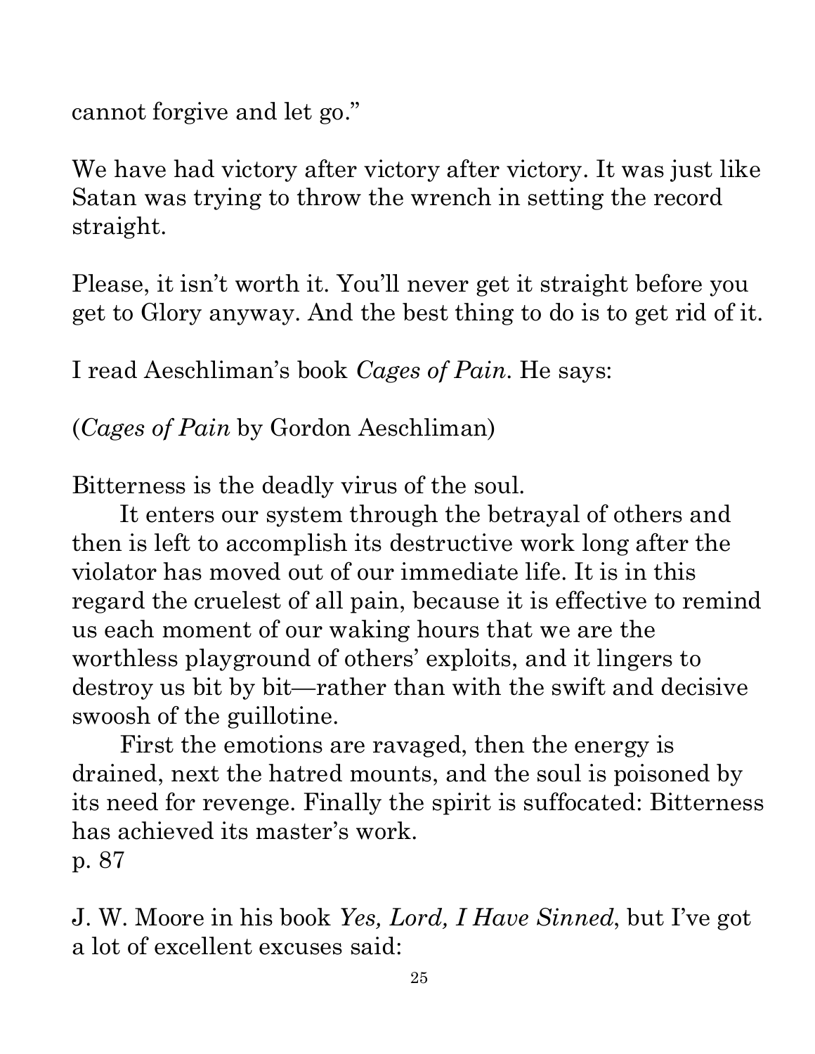cannot forgive and let go."

We have had victory after victory after victory. It was just like Satan was trying to throw the wrench in setting the record straight.

Please, it isn't worth it. You'll never get it straight before you get to Glory anyway. And the best thing to do is to get rid of it.

I read Aeschliman's book *Cages of Pain*. He says:

(*Cages of Pain* by Gordon Aeschliman)

Bitterness is the deadly virus of the soul.

It enters our system through the betrayal of others and then is left to accomplish its destructive work long after the violator has moved out of our immediate life. It is in this regard the cruelest of all pain, because it is effective to remind us each moment of our waking hours that we are the worthless playground of others' exploits, and it lingers to destroy us bit by bit—rather than with the swift and decisive swoosh of the guillotine.

First the emotions are ravaged, then the energy is drained, next the hatred mounts, and the soul is poisoned by its need for revenge. Finally the spirit is suffocated: Bitterness has achieved its master's work.
p. 87

J. W. Moore in his book *Yes, Lord, I Have Sinned*, but I've got a lot of excellent excuses said: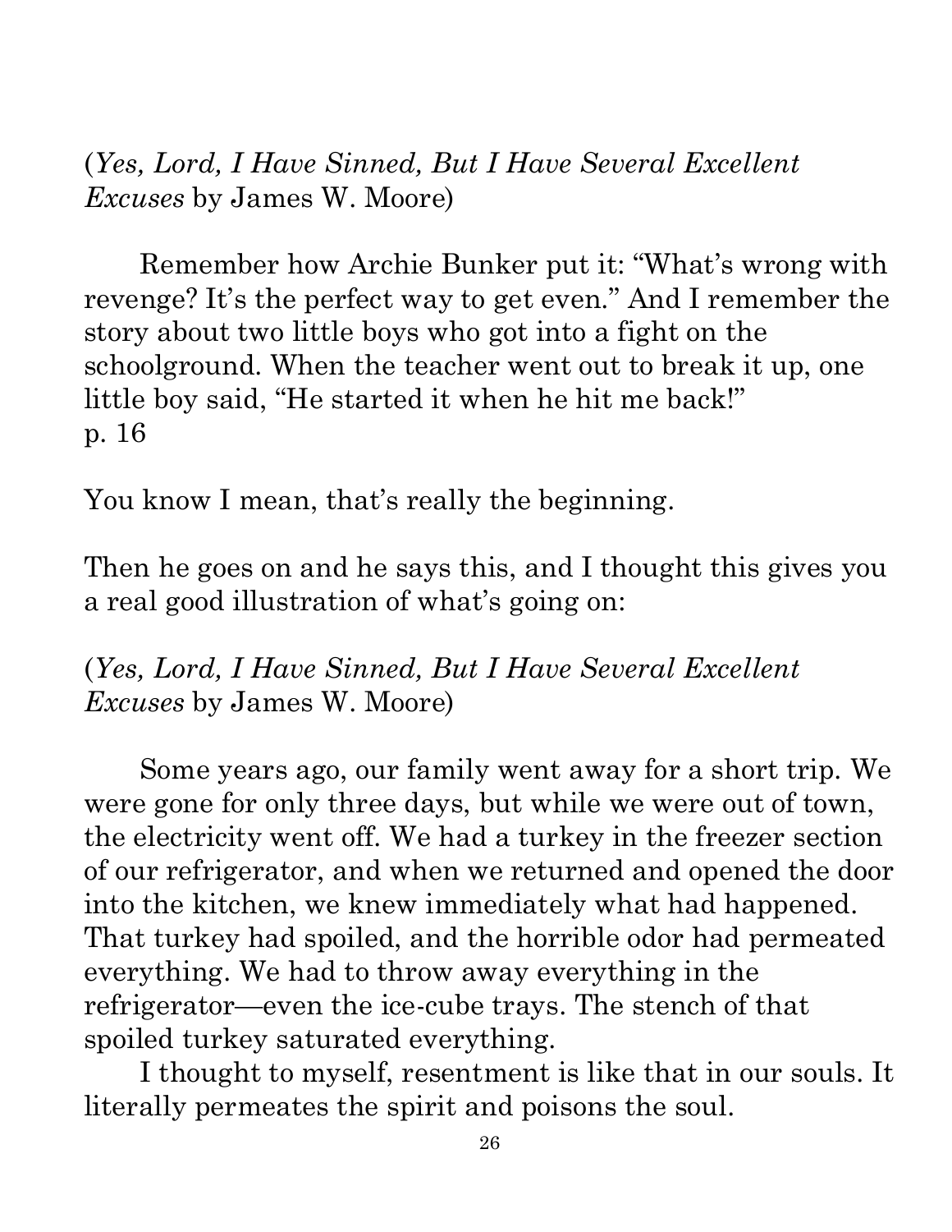(*Yes, Lord, I Have Sinned, But I Have Several Excellent Excuses* by James W. Moore)

Remember how Archie Bunker put it: "What's wrong with revenge? It's the perfect way to get even." And I remember the story about two little boys who got into a fight on the schoolground. When the teacher went out to break it up, one little boy said, "He started it when he hit me back!"
p. 16

You know I mean, that's really the beginning.

Then he goes on and he says this, and I thought this gives you a real good illustration of what's going on:

(*Yes, Lord, I Have Sinned, But I Have Several Excellent Excuses* by James W. Moore)

Some years ago, our family went away for a short trip. We were gone for only three days, but while we were out of town, the electricity went off. We had a turkey in the freezer section of our refrigerator, and when we returned and opened the door into the kitchen, we knew immediately what had happened. That turkey had spoiled, and the horrible odor had permeated everything. We had to throw away everything in the refrigerator—even the ice-cube trays. The stench of that spoiled turkey saturated everything.

I thought to myself, resentment is like that in our souls. It literally permeates the spirit and poisons the soul.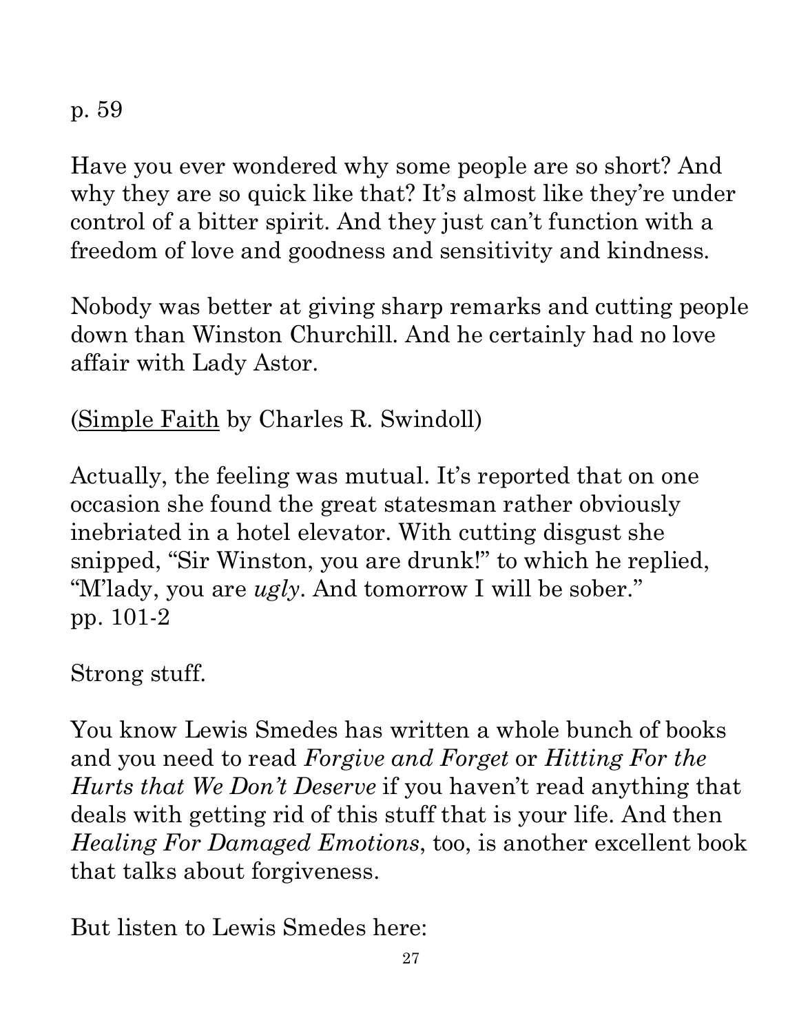p. 59

Have you ever wondered why some people are so short? And why they are so quick like that? It's almost like they're under control of a bitter spirit. And they just can't function with a freedom of love and goodness and sensitivity and kindness.

Nobody was better at giving sharp remarks and cutting people down than Winston Churchill. And he certainly had no love affair with Lady Astor.

(Simple Faith by Charles R. Swindoll)

Actually, the feeling was mutual. It's reported that on one occasion she found the great statesman rather obviously inebriated in a hotel elevator. With cutting disgust she snipped, "Sir Winston, you are drunk!" to which he replied, "M'lady, you are *ugly*. And tomorrow I will be sober."
pp. 101-2

Strong stuff.

You know Lewis Smedes has written a whole bunch of books and you need to read *Forgive and Forget* or *Hitting For the Hurts that We Don't Deserve* if you haven't read anything that deals with getting rid of this stuff that is your life. And then *Healing For Damaged Emotions*, too, is another excellent book that talks about forgiveness.

But listen to Lewis Smedes here: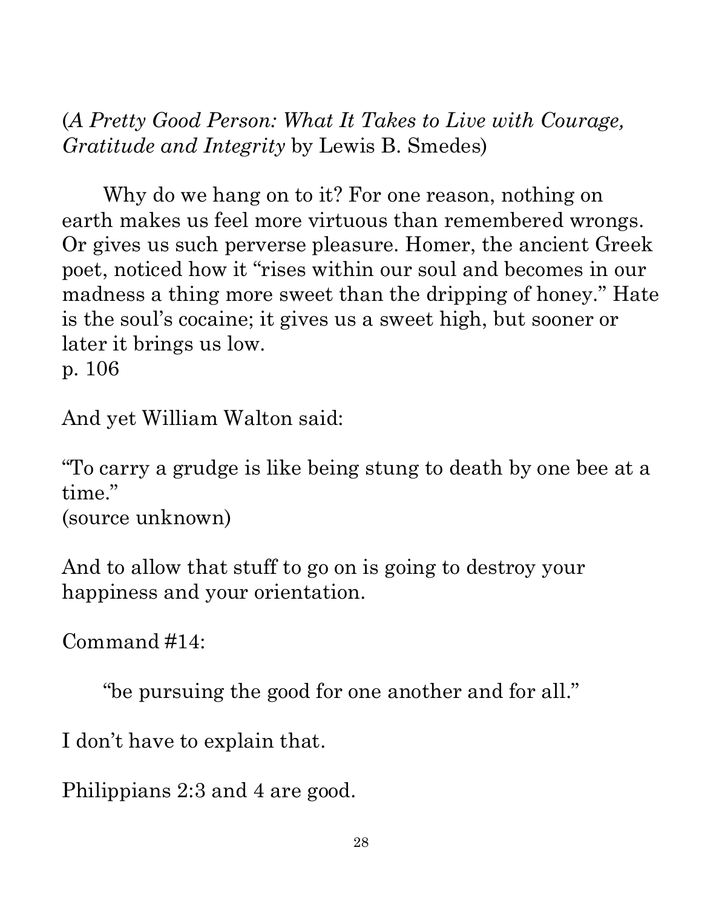(*A Pretty Good Person: What It Takes to Live with Courage, Gratitude and Integrity* by Lewis B. Smedes)

> Why do we hang on to it? For one reason, nothing on earth makes us feel more virtuous than remembered wrongs. Or gives us such perverse pleasure. Homer, the ancient Greek poet, noticed how it "rises within our soul and becomes in our madness a thing more sweet than the dripping of honey." Hate is the soul's cocaine; it gives us a sweet high, but sooner or later it brings us low.

p. 106

And yet William Walton said:

"To carry a grudge is like being stung to death by one bee at a time."
(source unknown)

And to allow that stuff to go on is going to destroy your happiness and your orientation.

Command #14:

> "be pursuing the good for one another and for all."

I don't have to explain that.

Philippians 2:3 and 4 are good.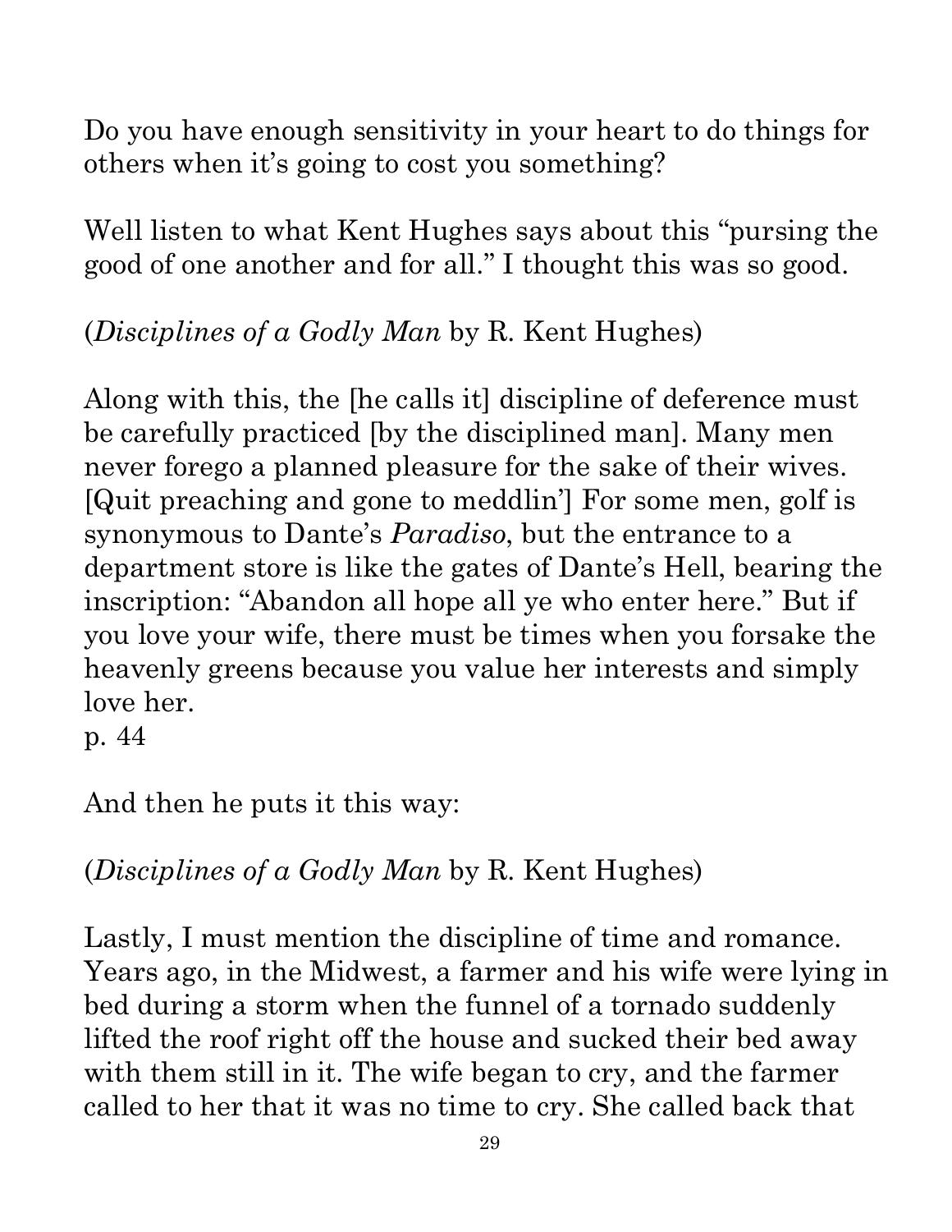Do you have enough sensitivity in your heart to do things for others when it's going to cost you something?

Well listen to what Kent Hughes says about this "pursing the good of one another and for all." I thought this was so good.

(*Disciplines of a Godly Man* by R. Kent Hughes)

Along with this, the [he calls it] discipline of deference must be carefully practiced [by the disciplined man]. Many men never forego a planned pleasure for the sake of their wives. [Quit preaching and gone to meddlin'] For some men, golf is synonymous to Dante's *Paradiso*, but the entrance to a department store is like the gates of Dante's Hell, bearing the inscription: "Abandon all hope all ye who enter here." But if you love your wife, there must be times when you forsake the heavenly greens because you value her interests and simply love her.
p. 44

And then he puts it this way:

(*Disciplines of a Godly Man* by R. Kent Hughes)

Lastly, I must mention the discipline of time and romance. Years ago, in the Midwest, a farmer and his wife were lying in bed during a storm when the funnel of a tornado suddenly lifted the roof right off the house and sucked their bed away with them still in it. The wife began to cry, and the farmer called to her that it was no time to cry. She called back that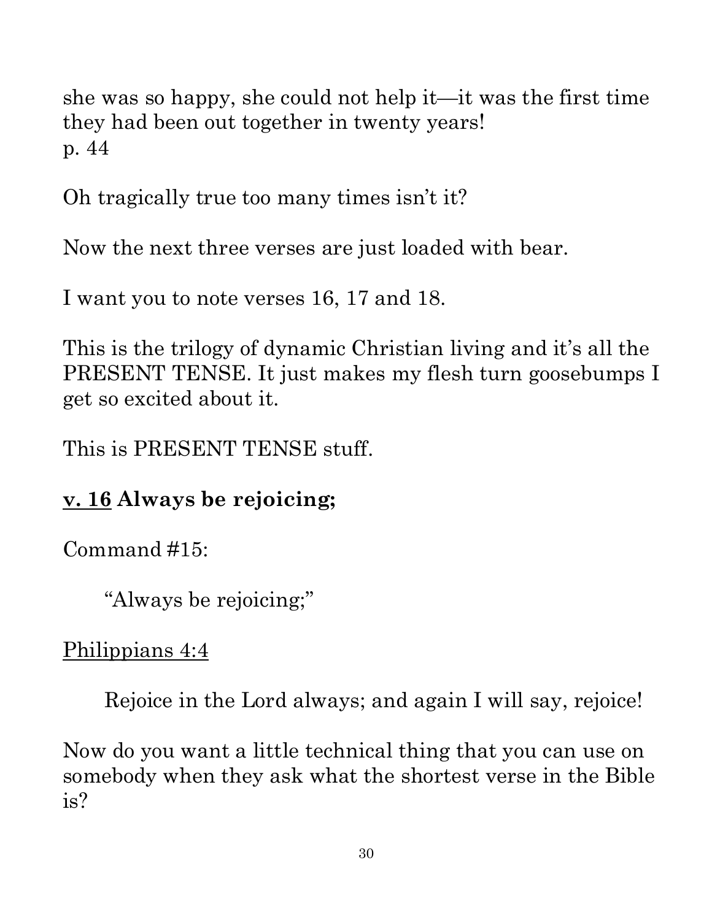she was so happy, she could not help it—it was the first time they had been out together in twenty years!
p. 44

Oh tragically true too many times isn't it?

Now the next three verses are just loaded with bear.

I want you to note verses 16, 17 and 18.

This is the trilogy of dynamic Christian living and it's all the PRESENT TENSE. It just makes my flesh turn goosebumps I get so excited about it.

This is PRESENT TENSE stuff.

**<u>v. 16</u> Always be rejoicing;**

Command #15:

> "Always be rejoicing;"

<u>Philippians 4:4</u>

> Rejoice in the Lord always; and again I will say, rejoice!

Now do you want a little technical thing that you can use on somebody when they ask what the shortest verse in the Bible is?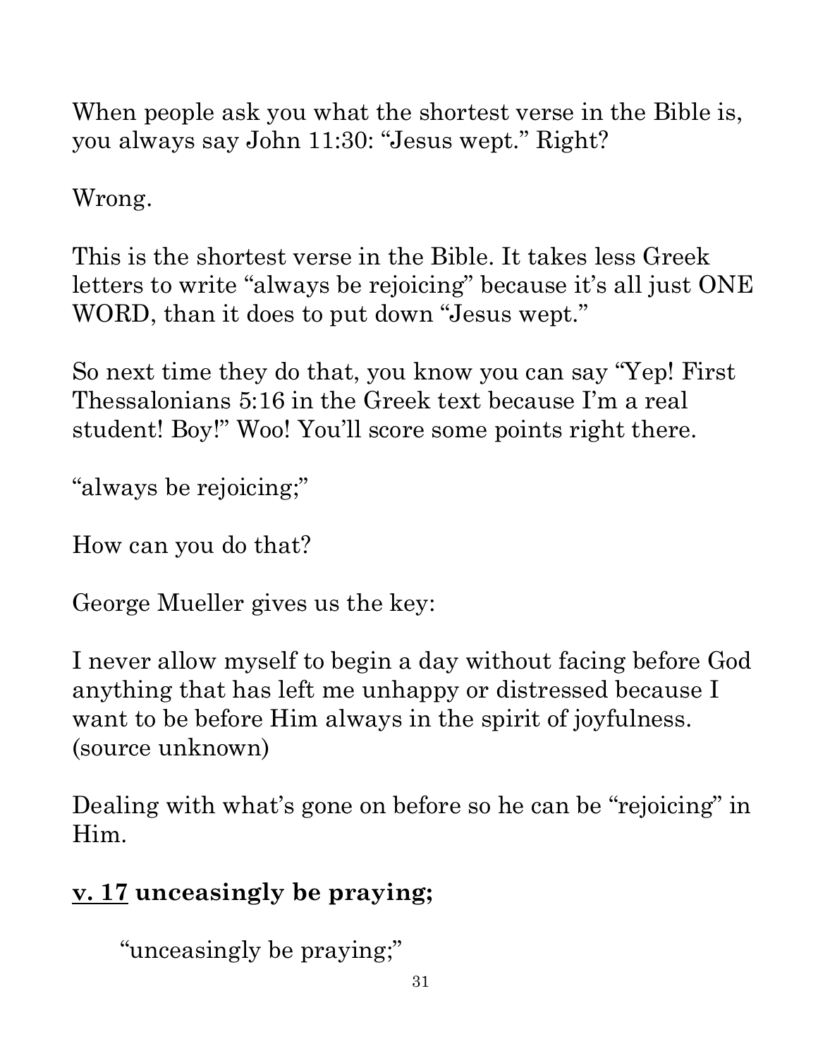When people ask you what the shortest verse in the Bible is, you always say John 11:30: “Jesus wept.” Right?

Wrong.

This is the shortest verse in the Bible. It takes less Greek letters to write “always be rejoicing” because it’s all just ONE WORD, than it does to put down “Jesus wept.”

So next time they do that, you know you can say “Yep! First Thessalonians 5:16 in the Greek text because I’m a real student! Boy!” Woo! You’ll score some points right there.

“always be rejoicing;”

How can you do that?

George Mueller gives us the key:

I never allow myself to begin a day without facing before God anything that has left me unhappy or distressed because I want to be before Him always in the spirit of joyfulness. (source unknown)

Dealing with what’s gone on before so he can be “rejoicing” in Him.

**<u>v. 17</u> unceasingly be praying;**

“unceasingly be praying;”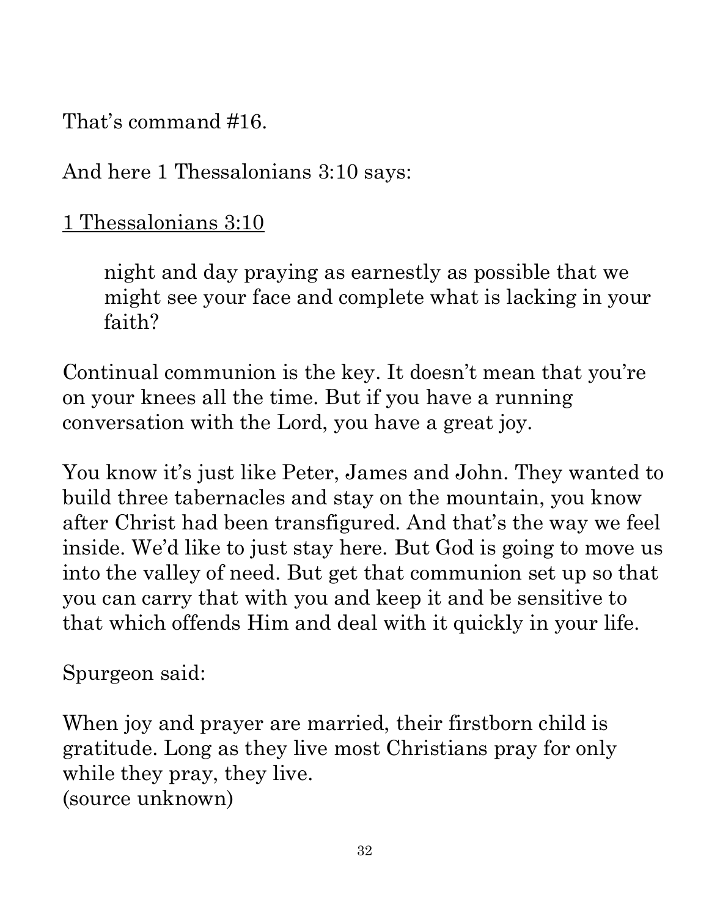That's command #16.

And here 1 Thessalonians 3:10 says:

<u>1 Thessalonians 3:10</u>

> night and day praying as earnestly as possible that we might see your face and complete what is lacking in your faith?

Continual communion is the key. It doesn't mean that you're on your knees all the time. But if you have a running conversation with the Lord, you have a great joy.

You know it's just like Peter, James and John. They wanted to build three tabernacles and stay on the mountain, you know after Christ had been transfigured. And that's the way we feel inside. We'd like to just stay here. But God is going to move us into the valley of need. But get that communion set up so that you can carry that with you and keep it and be sensitive to that which offends Him and deal with it quickly in your life.

Spurgeon said:

When joy and prayer are married, their firstborn child is gratitude. Long as they live most Christians pray for only while they pray, they live.
(source unknown)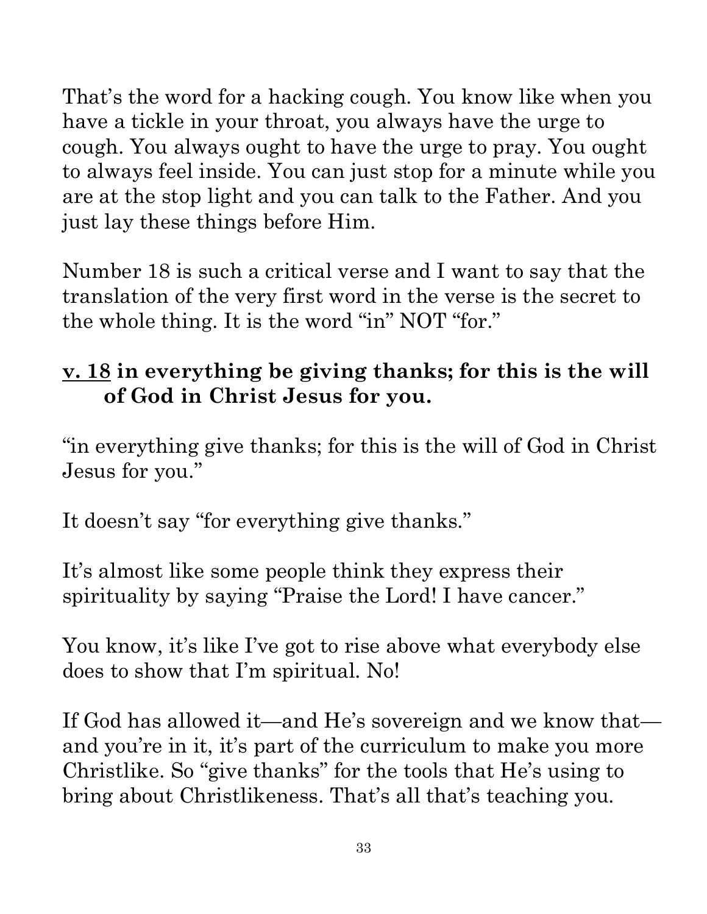That's the word for a hacking cough. You know like when you have a tickle in your throat, you always have the urge to cough. You always ought to have the urge to pray. You ought to always feel inside. You can just stop for a minute while you are at the stop light and you can talk to the Father. And you just lay these things before Him.

Number 18 is such a critical verse and I want to say that the translation of the very first word in the verse is the secret to the whole thing. It is the word "in" NOT "for."

**<u>v. 18</u> in everything be giving thanks; for this is the will of God in Christ Jesus for you.**

"in everything give thanks; for this is the will of God in Christ Jesus for you."

It doesn't say "for everything give thanks."

It's almost like some people think they express their spirituality by saying "Praise the Lord! I have cancer."

You know, it's like I've got to rise above what everybody else does to show that I'm spiritual. No!

If God has allowed it—and He's sovereign and we know that—and you're in it, it's part of the curriculum to make you more Christlike. So "give thanks" for the tools that He's using to bring about Christlikeness. That's all that's teaching you.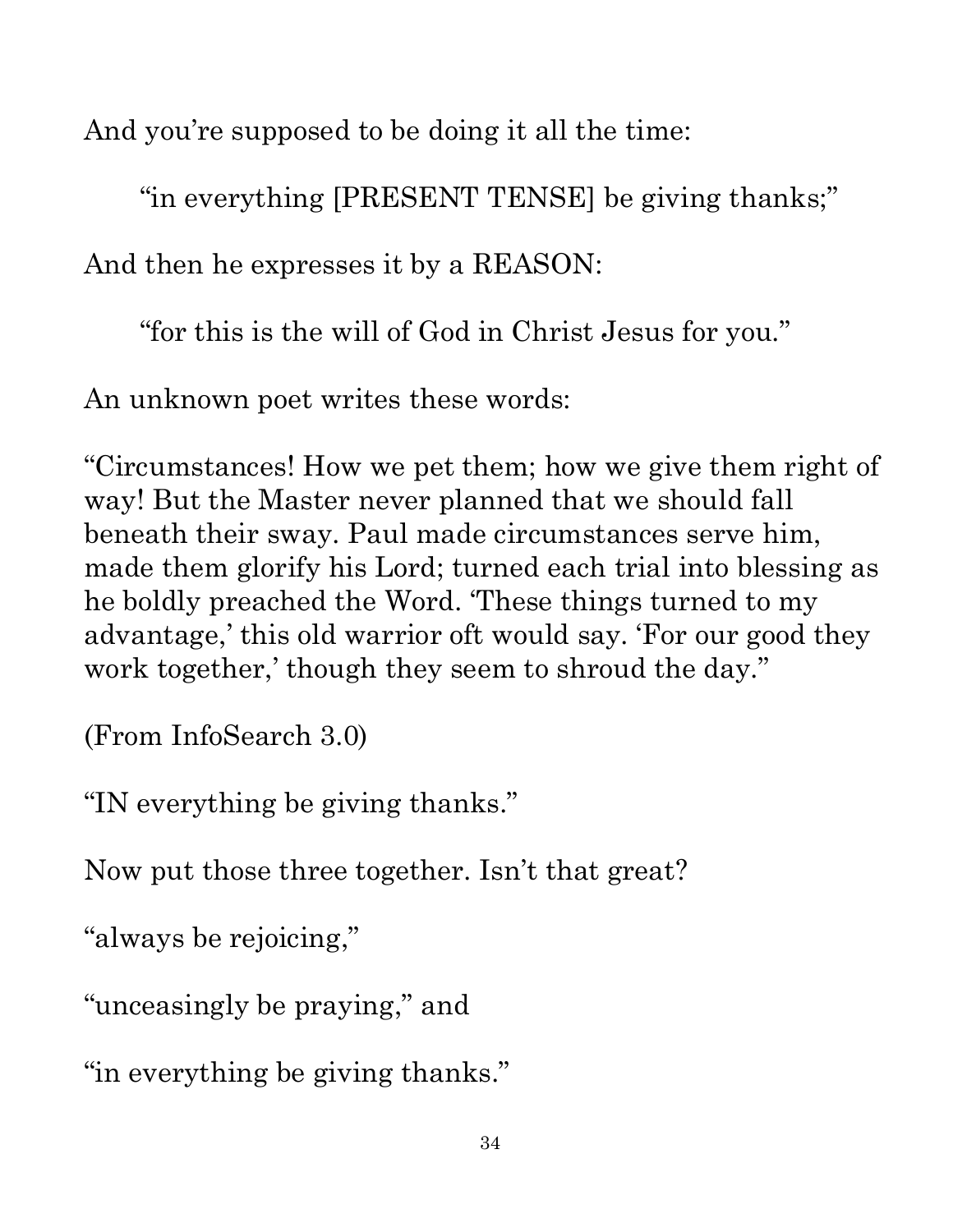And you're supposed to be doing it all the time:

> "in everything [PRESENT TENSE] be giving thanks;"

And then he expresses it by a REASON:

> "for this is the will of God in Christ Jesus for you."

An unknown poet writes these words:

"Circumstances! How we pet them; how we give them right of way! But the Master never planned that we should fall beneath their sway. Paul made circumstances serve him, made them glorify his Lord; turned each trial into blessing as he boldly preached the Word. 'These things turned to my advantage,' this old warrior oft would say. 'For our good they work together,' though they seem to shroud the day."

(From InfoSearch 3.0)

"IN everything be giving thanks."

Now put those three together. Isn't that great?

"always be rejoicing,"

"unceasingly be praying," and

"in everything be giving thanks."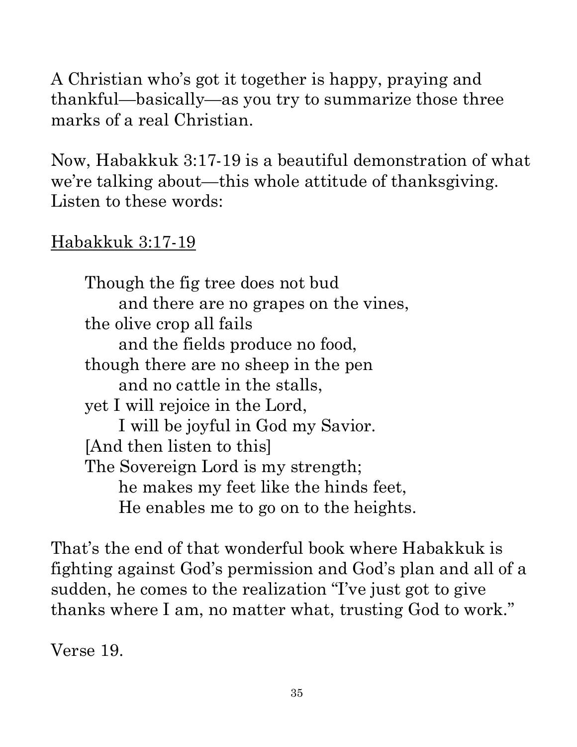A Christian who's got it together is happy, praying and thankful—basically—as you try to summarize those three marks of a real Christian.

Now, Habakkuk 3:17-19 is a beautiful demonstration of what we're talking about—this whole attitude of thanksgiving. Listen to these words:

<u>Habakkuk 3:17-19</u>

> Though the fig tree does not bud
> &nbsp;&nbsp;&nbsp;&nbsp;and there are no grapes on the vines,
> the olive crop all fails
> &nbsp;&nbsp;&nbsp;&nbsp;and the fields produce no food,
> though there are no sheep in the pen
> &nbsp;&nbsp;&nbsp;&nbsp;and no cattle in the stalls,
> yet I will rejoice in the Lord,
> &nbsp;&nbsp;&nbsp;&nbsp;I will be joyful in God my Savior.
> [And then listen to this]
> The Sovereign Lord is my strength;
> &nbsp;&nbsp;&nbsp;&nbsp;he makes my feet like the hinds feet,
> &nbsp;&nbsp;&nbsp;&nbsp;He enables me to go on to the heights.

That's the end of that wonderful book where Habakkuk is fighting against God's permission and God's plan and all of a sudden, he comes to the realization "I've just got to give thanks where I am, no matter what, trusting God to work."

Verse 19.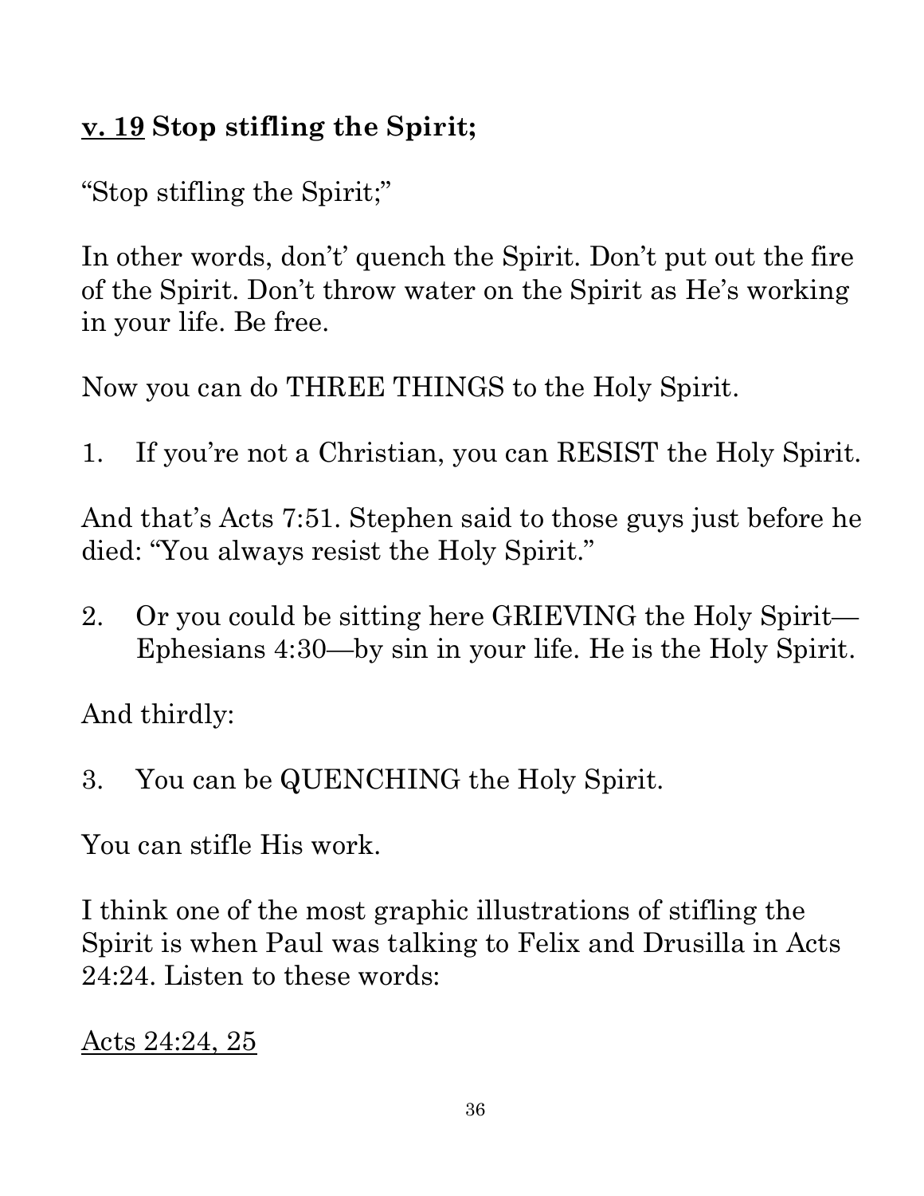**<u>v. 19</u> Stop stifling the Spirit;**

"Stop stifling the Spirit;"

In other words, don't' quench the Spirit. Don't put out the fire of the Spirit. Don't throw water on the Spirit as He's working in your life. Be free.

Now you can do THREE THINGS to the Holy Spirit.

1. If you're not a Christian, you can RESIST the Holy Spirit.

And that's Acts 7:51. Stephen said to those guys just before he died: "You always resist the Holy Spirit."

2. Or you could be sitting here GRIEVING the Holy Spirit—Ephesians 4:30—by sin in your life. He is the Holy Spirit.

And thirdly:

3. You can be QUENCHING the Holy Spirit.

You can stifle His work.

I think one of the most graphic illustrations of stifling the Spirit is when Paul was talking to Felix and Drusilla in Acts 24:24. Listen to these words:

<u>Acts 24:24, 25</u>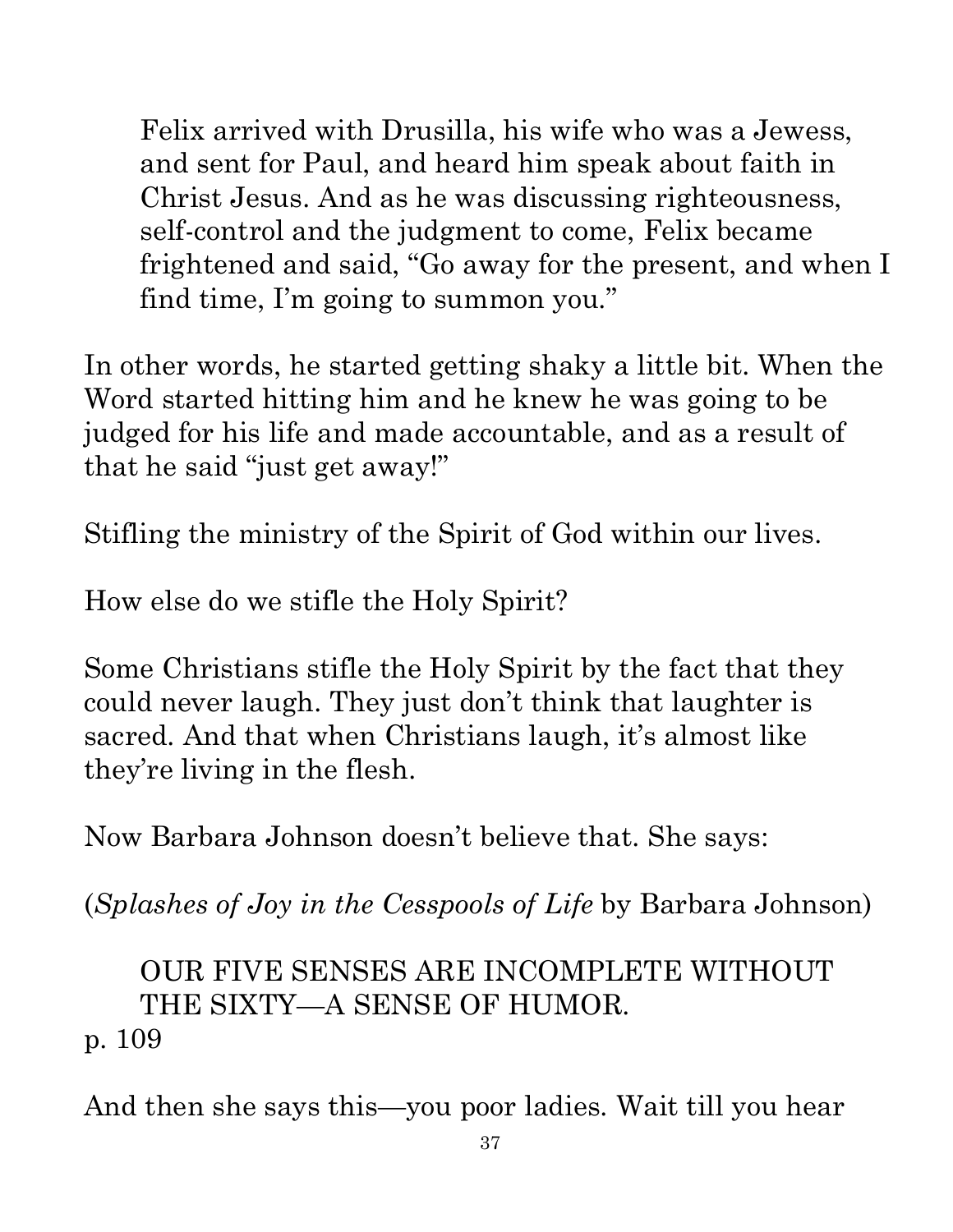> Felix arrived with Drusilla, his wife who was a Jewess, and sent for Paul, and heard him speak about faith in Christ Jesus. And as he was discussing righteousness, self-control and the judgment to come, Felix became frightened and said, "Go away for the present, and when I find time, I'm going to summon you."

In other words, he started getting shaky a little bit. When the Word started hitting him and he knew he was going to be judged for his life and made accountable, and as a result of that he said "just get away!"

Stifling the ministry of the Spirit of God within our lives.

How else do we stifle the Holy Spirit?

Some Christians stifle the Holy Spirit by the fact that they could never laugh. They just don't think that laughter is sacred. And that when Christians laugh, it's almost like they're living in the flesh.

Now Barbara Johnson doesn't believe that. She says:

(*Splashes of Joy in the Cesspools of Life* by Barbara Johnson)

> OUR FIVE SENSES ARE INCOMPLETE WITHOUT THE SIXTY—A SENSE OF HUMOR.

p. 109

And then she says this—you poor ladies. Wait till you hear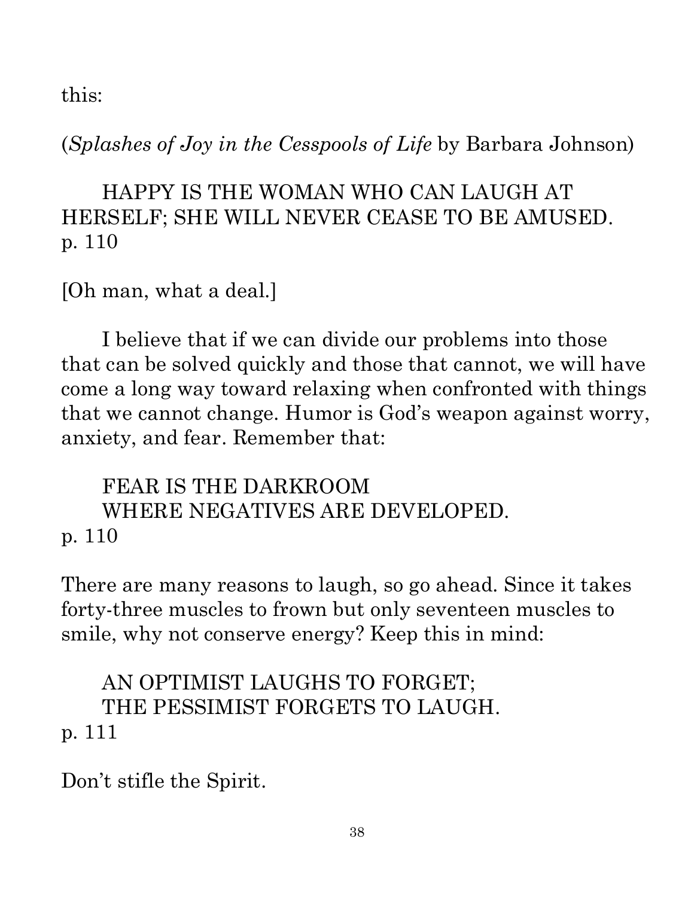this:

(*Splashes of Joy in the Cesspools of Life* by Barbara Johnson)

> HAPPY IS THE WOMAN WHO CAN LAUGH AT HERSELF; SHE WILL NEVER CEASE TO BE AMUSED.

p. 110

[Oh man, what a deal.]

I believe that if we can divide our problems into those that can be solved quickly and those that cannot, we will have come a long way toward relaxing when confronted with things that we cannot change. Humor is God's weapon against worry, anxiety, and fear. Remember that:

> FEAR IS THE DARKROOM
> WHERE NEGATIVES ARE DEVELOPED.

p. 110

There are many reasons to laugh, so go ahead. Since it takes forty-three muscles to frown but only seventeen muscles to smile, why not conserve energy? Keep this in mind:

> AN OPTIMIST LAUGHS TO FORGET;
> THE PESSIMIST FORGETS TO LAUGH.

p. 111

Don't stifle the Spirit.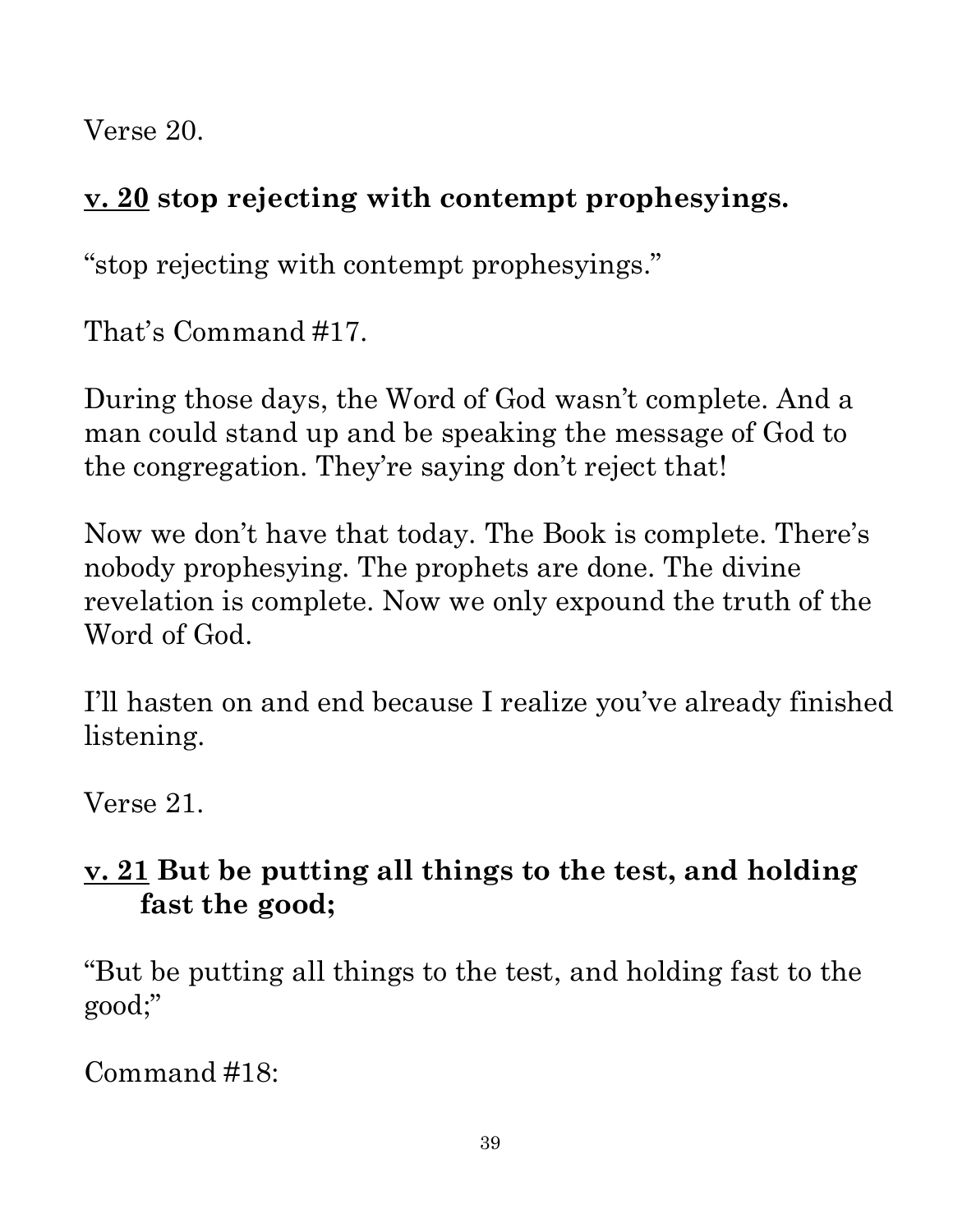Verse 20.

**<u>v. 20</u> stop rejecting with contempt prophesyings.**

"stop rejecting with contempt prophesyings."

That's Command #17.

During those days, the Word of God wasn't complete. And a man could stand up and be speaking the message of God to the congregation. They're saying don't reject that!

Now we don't have that today. The Book is complete. There's nobody prophesying. The prophets are done. The divine revelation is complete. Now we only expound the truth of the Word of God.

I'll hasten on and end because I realize you've already finished listening.

Verse 21.

**<u>v. 21</u> But be putting all things to the test, and holding fast the good;**

"But be putting all things to the test, and holding fast to the good;"

Command #18: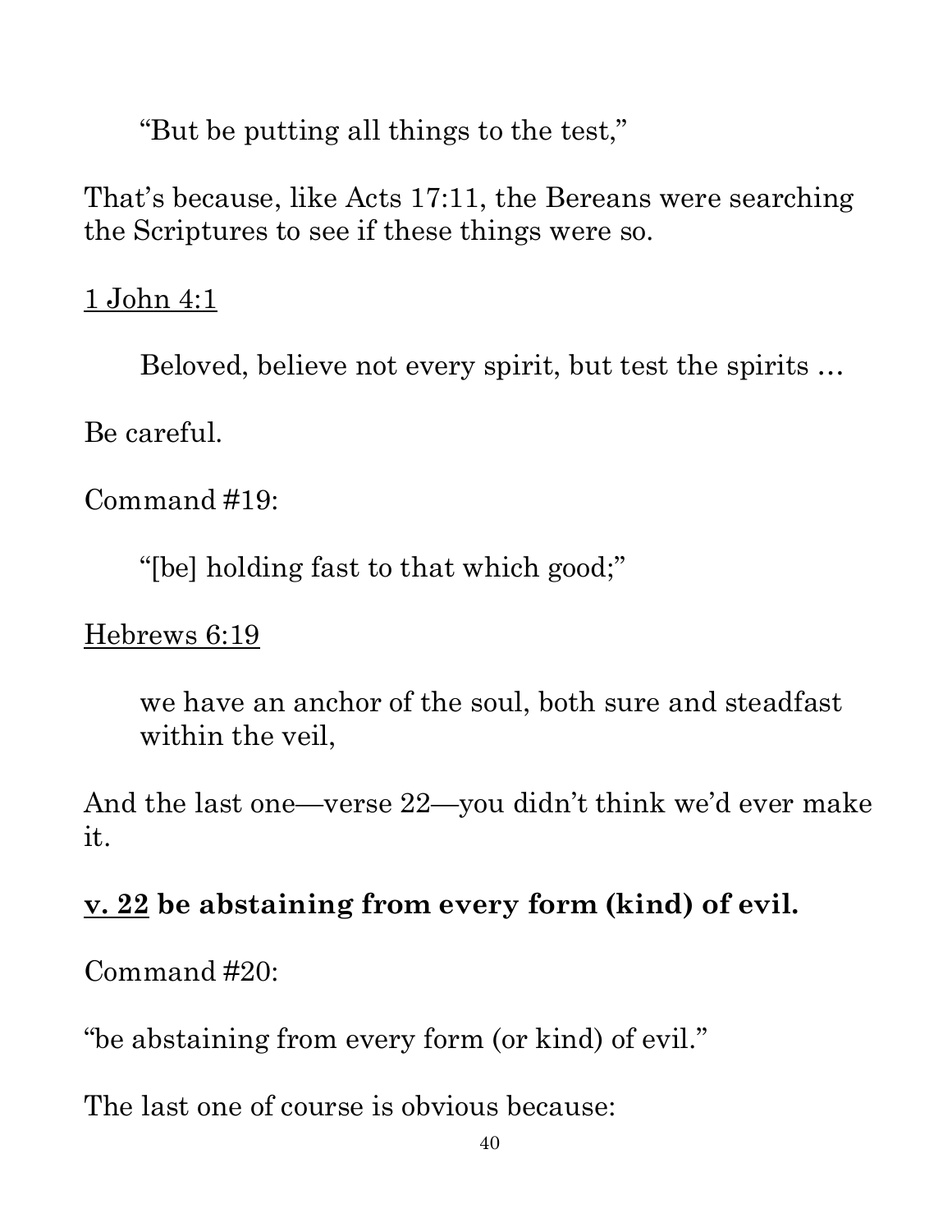> "But be putting all things to the test,"

That's because, like Acts 17:11, the Bereans were searching the Scriptures to see if these things were so.

<u>1 John 4:1</u>

> Beloved, believe not every spirit, but test the spirits …

Be careful.

Command #19:

> "[be] holding fast to that which good;"

<u>Hebrews 6:19</u>

> we have an anchor of the soul, both sure and steadfast within the veil,

And the last one—verse 22—you didn't think we'd ever make it.

**<u>v. 22</u> be abstaining from every form (kind) of evil.**

Command #20:

"be abstaining from every form (or kind) of evil."

The last one of course is obvious because: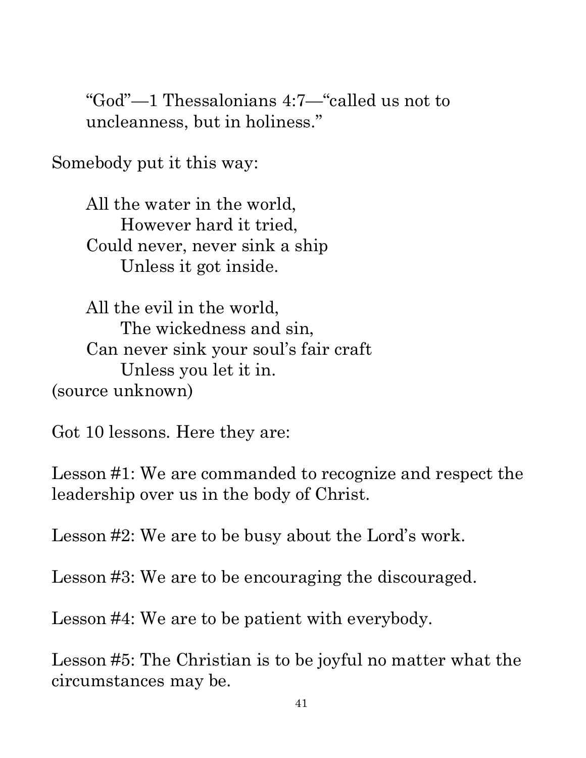> "God"—1 Thessalonians 4:7—"called us not to uncleanness, but in holiness."

Somebody put it this way:

> All the water in the world,
> &nbsp;&nbsp;&nbsp;&nbsp;However hard it tried,
> Could never, never sink a ship
> &nbsp;&nbsp;&nbsp;&nbsp;Unless it got inside.
>
> All the evil in the world,
> &nbsp;&nbsp;&nbsp;&nbsp;The wickedness and sin,
> Can never sink your soul's fair craft
> &nbsp;&nbsp;&nbsp;&nbsp;Unless you let it in.

(source unknown)

Got 10 lessons. Here they are:

Lesson #1: We are commanded to recognize and respect the leadership over us in the body of Christ.

Lesson #2: We are to be busy about the Lord's work.

Lesson #3: We are to be encouraging the discouraged.

Lesson #4: We are to be patient with everybody.

Lesson #5: The Christian is to be joyful no matter what the circumstances may be.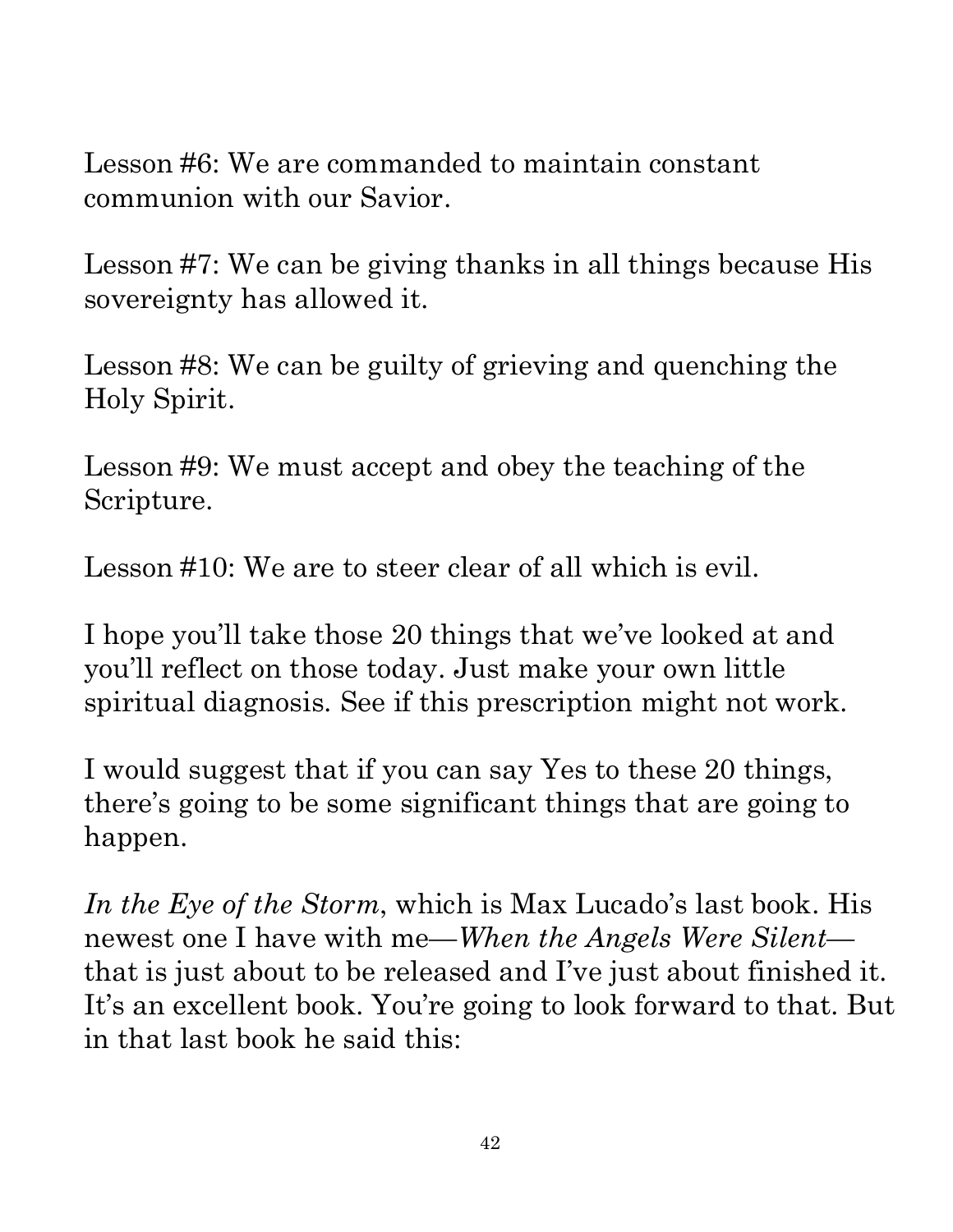Lesson #6: We are commanded to maintain constant communion with our Savior.

Lesson #7: We can be giving thanks in all things because His sovereignty has allowed it.

Lesson #8: We can be guilty of grieving and quenching the Holy Spirit.

Lesson #9: We must accept and obey the teaching of the Scripture.

Lesson #10: We are to steer clear of all which is evil.

I hope you'll take those 20 things that we've looked at and you'll reflect on those today. Just make your own little spiritual diagnosis. See if this prescription might not work.

I would suggest that if you can say Yes to these 20 things, there's going to be some significant things that are going to happen.

*In the Eye of the Storm*, which is Max Lucado's last book. His newest one I have with me—*When the Angels Were Silent*—that is just about to be released and I've just about finished it. It's an excellent book. You're going to look forward to that. But in that last book he said this: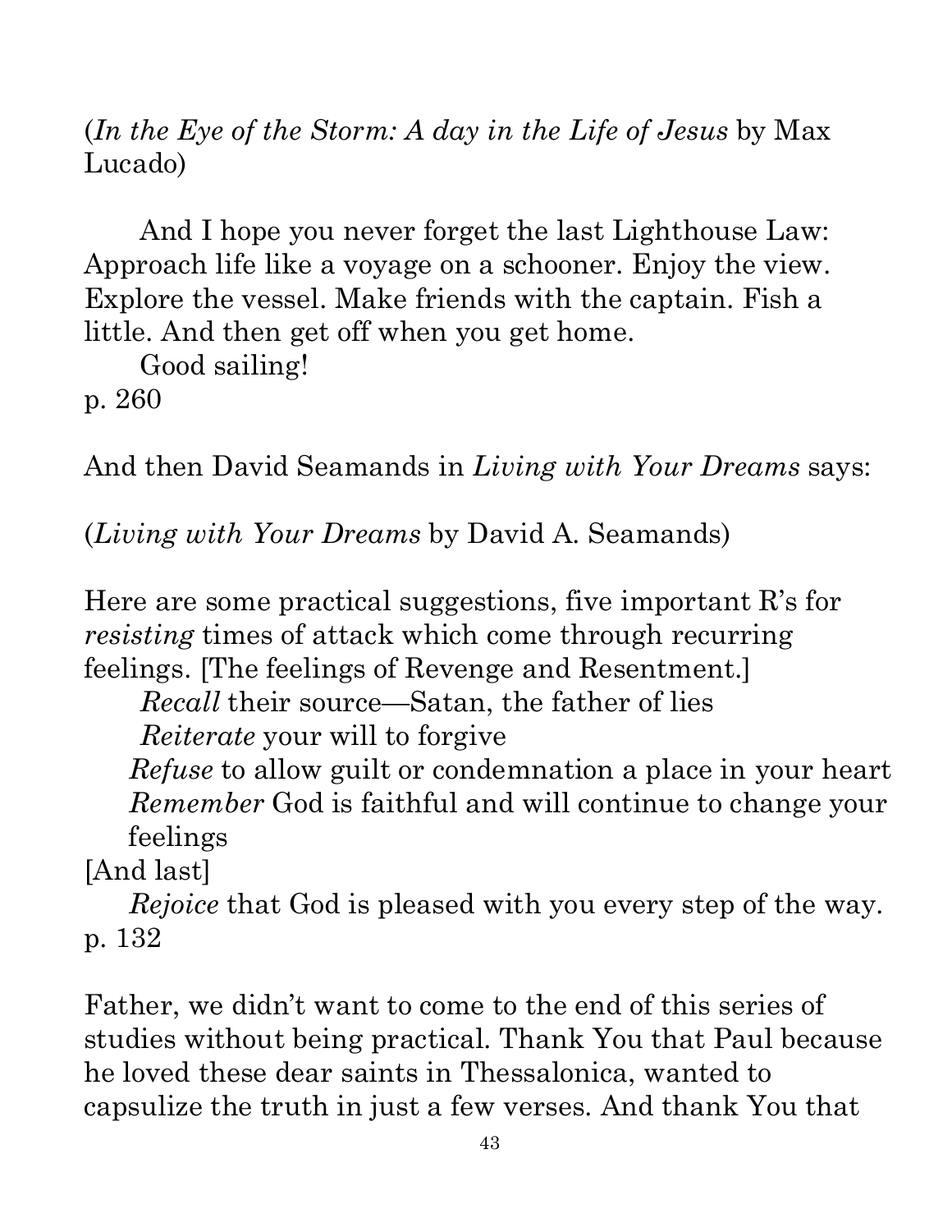(*In the Eye of the Storm: A day in the Life of Jesus* by Max Lucado)

And I hope you never forget the last Lighthouse Law: Approach life like a voyage on a schooner. Enjoy the view. Explore the vessel. Make friends with the captain. Fish a little. And then get off when you get home.

Good sailing!

p. 260

And then David Seamands in *Living with Your Dreams* says:

(*Living with Your Dreams* by David A. Seamands)

Here are some practical suggestions, five important R's for *resisting* times of attack which come through recurring feelings. [The feelings of Revenge and Resentment.]

*Recall* their source—Satan, the father of lies
*Reiterate* your will to forgive
*Refuse* to allow guilt or condemnation a place in your heart
*Remember* God is faithful and will continue to change your feelings

[And last]

*Rejoice* that God is pleased with you every step of the way.

p. 132

Father, we didn't want to come to the end of this series of studies without being practical. Thank You that Paul because he loved these dear saints in Thessalonica, wanted to capsulize the truth in just a few verses. And thank You that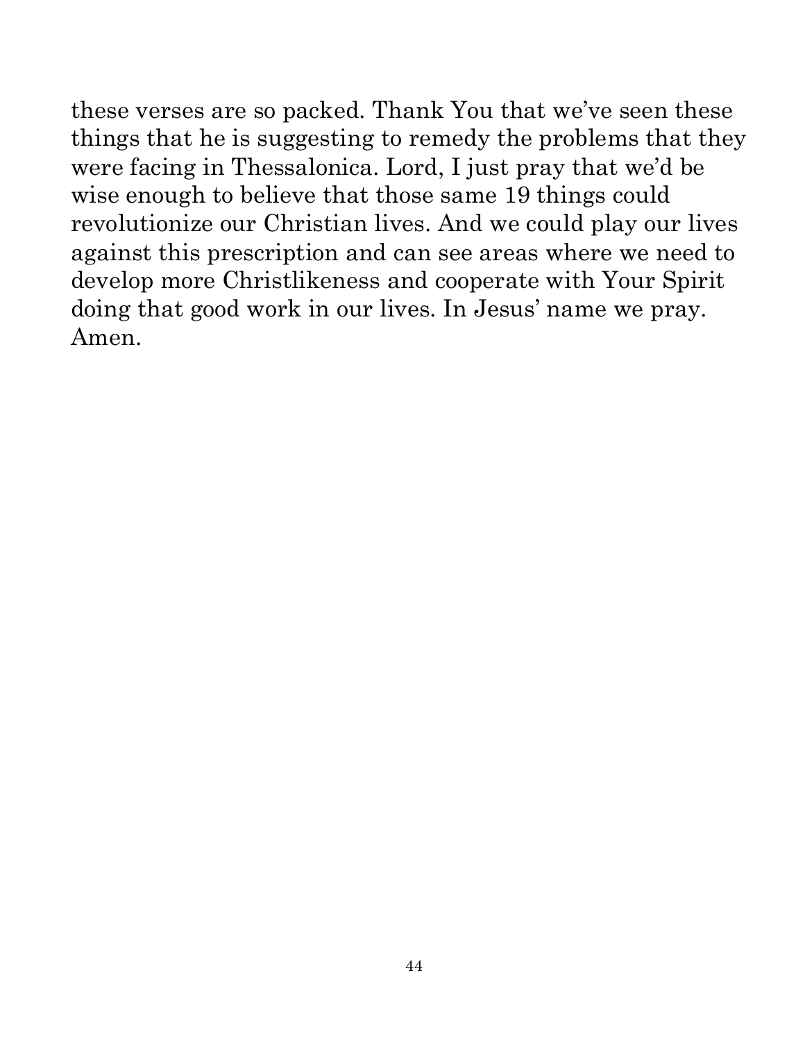these verses are so packed. Thank You that we've seen these things that he is suggesting to remedy the problems that they were facing in Thessalonica. Lord, I just pray that we'd be wise enough to believe that those same 19 things could revolutionize our Christian lives. And we could play our lives against this prescription and can see areas where we need to develop more Christlikeness and cooperate with Your Spirit doing that good work in our lives. In Jesus' name we pray. Amen.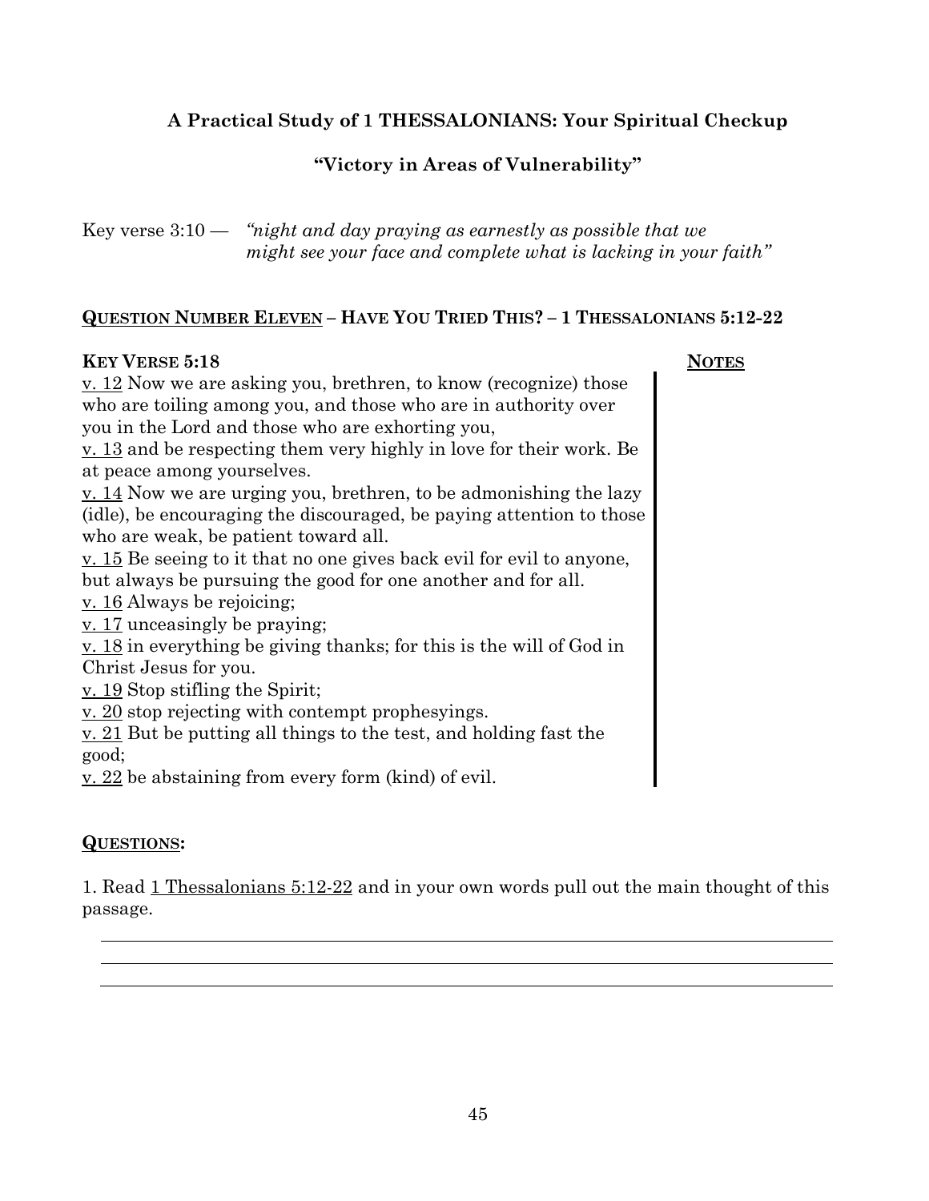**A Practical Study of 1 THESSALONIANS: Your Spiritual Checkup**

**"Victory in Areas of Vulnerability"**

Key verse 3:10 — *"night and day praying as earnestly as possible that we might see your face and complete what is lacking in your faith"*

**QUESTION NUMBER ELEVEN – HAVE YOU TRIED THIS? – 1 THESSALONIANS 5:12-22**

**KEY VERSE 5:18** **NOTES**

v. 12 Now we are asking you, brethren, to know (recognize) those who are toiling among you, and those who are in authority over you in the Lord and those who are exhorting you,
v. 13 and be respecting them very highly in love for their work. Be at peace among yourselves.
v. 14 Now we are urging you, brethren, to be admonishing the lazy (idle), be encouraging the discouraged, be paying attention to those who are weak, be patient toward all.
v. 15 Be seeing to it that no one gives back evil for evil to anyone, but always be pursuing the good for one another and for all.
v. 16 Always be rejoicing;
v. 17 unceasingly be praying;
v. 18 in everything be giving thanks; for this is the will of God in Christ Jesus for you.
v. 19 Stop stifling the Spirit;
v. 20 stop rejecting with contempt prophesyings.
v. 21 But be putting all things to the test, and holding fast the good;
v. 22 be abstaining from every form (kind) of evil.

**QUESTIONS:**

1. Read 1 Thessalonians 5:12-22 and in your own words pull out the main thought of this passage.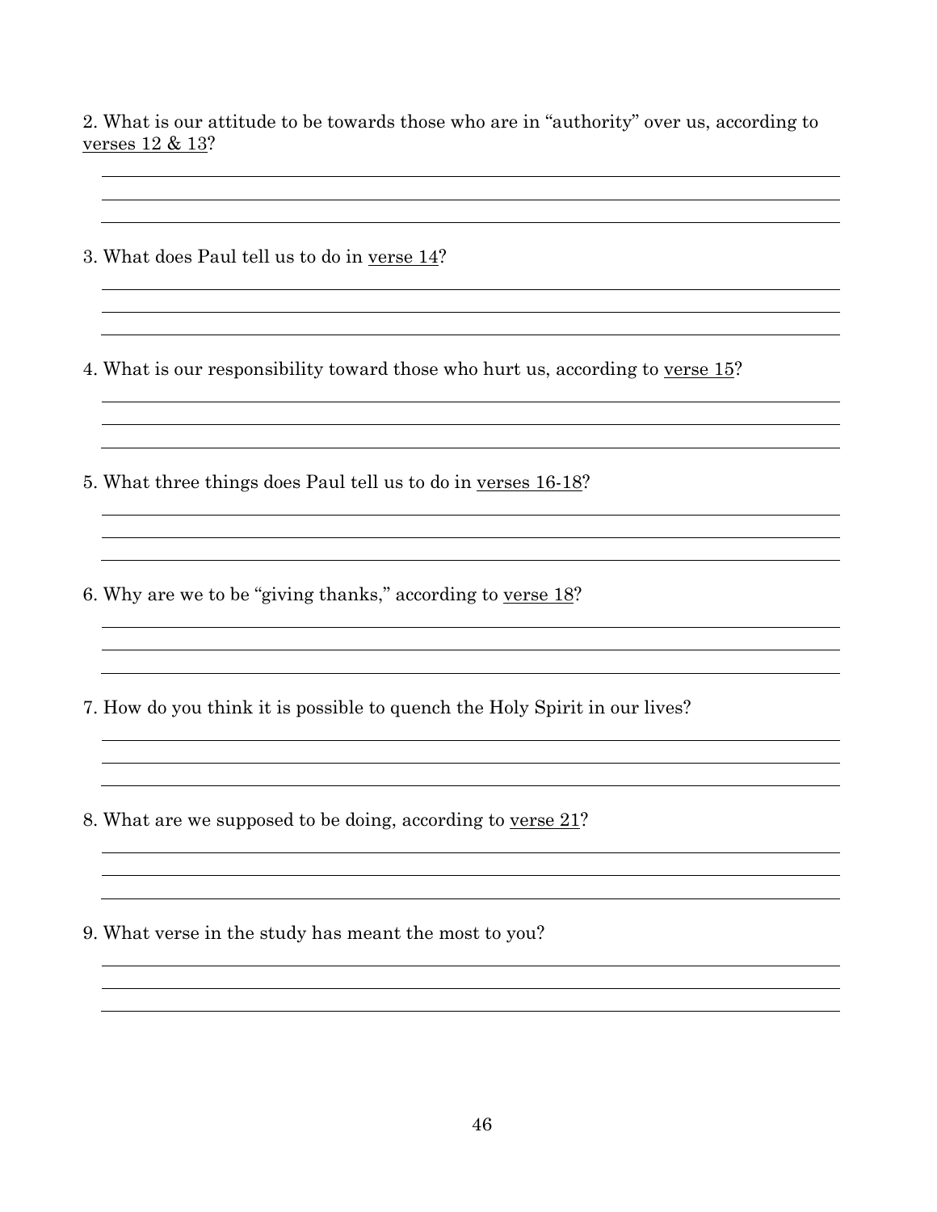2. What is our attitude to be towards those who are in "authority" over us, according to <u>verses 12 & 13</u>?

\_\_\_\_\_\_\_\_\_\_\_\_\_\_\_\_\_\_\_\_\_\_\_\_\_\_\_\_\_\_\_\_\_\_\_\_\_\_\_\_\_\_\_\_\_\_\_\_\_\_\_\_\_\_\_\_\_\_\_\_\_\_\_\_\_\_\_\_\_\_\_\_
\_\_\_\_\_\_\_\_\_\_\_\_\_\_\_\_\_\_\_\_\_\_\_\_\_\_\_\_\_\_\_\_\_\_\_\_\_\_\_\_\_\_\_\_\_\_\_\_\_\_\_\_\_\_\_\_\_\_\_\_\_\_\_\_\_\_\_\_\_\_\_\_
\_\_\_\_\_\_\_\_\_\_\_\_\_\_\_\_\_\_\_\_\_\_\_\_\_\_\_\_\_\_\_\_\_\_\_\_\_\_\_\_\_\_\_\_\_\_\_\_\_\_\_\_\_\_\_\_\_\_\_\_\_\_\_\_\_\_\_\_\_\_\_\_

3. What does Paul tell us to do in <u>verse 14</u>?

\_\_\_\_\_\_\_\_\_\_\_\_\_\_\_\_\_\_\_\_\_\_\_\_\_\_\_\_\_\_\_\_\_\_\_\_\_\_\_\_\_\_\_\_\_\_\_\_\_\_\_\_\_\_\_\_\_\_\_\_\_\_\_\_\_\_\_\_\_\_\_\_
\_\_\_\_\_\_\_\_\_\_\_\_\_\_\_\_\_\_\_\_\_\_\_\_\_\_\_\_\_\_\_\_\_\_\_\_\_\_\_\_\_\_\_\_\_\_\_\_\_\_\_\_\_\_\_\_\_\_\_\_\_\_\_\_\_\_\_\_\_\_\_\_
\_\_\_\_\_\_\_\_\_\_\_\_\_\_\_\_\_\_\_\_\_\_\_\_\_\_\_\_\_\_\_\_\_\_\_\_\_\_\_\_\_\_\_\_\_\_\_\_\_\_\_\_\_\_\_\_\_\_\_\_\_\_\_\_\_\_\_\_\_\_\_\_

4. What is our responsibility toward those who hurt us, according to <u>verse 15</u>?

\_\_\_\_\_\_\_\_\_\_\_\_\_\_\_\_\_\_\_\_\_\_\_\_\_\_\_\_\_\_\_\_\_\_\_\_\_\_\_\_\_\_\_\_\_\_\_\_\_\_\_\_\_\_\_\_\_\_\_\_\_\_\_\_\_\_\_\_\_\_\_\_
\_\_\_\_\_\_\_\_\_\_\_\_\_\_\_\_\_\_\_\_\_\_\_\_\_\_\_\_\_\_\_\_\_\_\_\_\_\_\_\_\_\_\_\_\_\_\_\_\_\_\_\_\_\_\_\_\_\_\_\_\_\_\_\_\_\_\_\_\_\_\_\_
\_\_\_\_\_\_\_\_\_\_\_\_\_\_\_\_\_\_\_\_\_\_\_\_\_\_\_\_\_\_\_\_\_\_\_\_\_\_\_\_\_\_\_\_\_\_\_\_\_\_\_\_\_\_\_\_\_\_\_\_\_\_\_\_\_\_\_\_\_\_\_\_

5. What three things does Paul tell us to do in <u>verses 16-18</u>?

\_\_\_\_\_\_\_\_\_\_\_\_\_\_\_\_\_\_\_\_\_\_\_\_\_\_\_\_\_\_\_\_\_\_\_\_\_\_\_\_\_\_\_\_\_\_\_\_\_\_\_\_\_\_\_\_\_\_\_\_\_\_\_\_\_\_\_\_\_\_\_\_
\_\_\_\_\_\_\_\_\_\_\_\_\_\_\_\_\_\_\_\_\_\_\_\_\_\_\_\_\_\_\_\_\_\_\_\_\_\_\_\_\_\_\_\_\_\_\_\_\_\_\_\_\_\_\_\_\_\_\_\_\_\_\_\_\_\_\_\_\_\_\_\_
\_\_\_\_\_\_\_\_\_\_\_\_\_\_\_\_\_\_\_\_\_\_\_\_\_\_\_\_\_\_\_\_\_\_\_\_\_\_\_\_\_\_\_\_\_\_\_\_\_\_\_\_\_\_\_\_\_\_\_\_\_\_\_\_\_\_\_\_\_\_\_\_

6. Why are we to be "giving thanks," according to <u>verse 18</u>?

\_\_\_\_\_\_\_\_\_\_\_\_\_\_\_\_\_\_\_\_\_\_\_\_\_\_\_\_\_\_\_\_\_\_\_\_\_\_\_\_\_\_\_\_\_\_\_\_\_\_\_\_\_\_\_\_\_\_\_\_\_\_\_\_\_\_\_\_\_\_\_\_
\_\_\_\_\_\_\_\_\_\_\_\_\_\_\_\_\_\_\_\_\_\_\_\_\_\_\_\_\_\_\_\_\_\_\_\_\_\_\_\_\_\_\_\_\_\_\_\_\_\_\_\_\_\_\_\_\_\_\_\_\_\_\_\_\_\_\_\_\_\_\_\_
\_\_\_\_\_\_\_\_\_\_\_\_\_\_\_\_\_\_\_\_\_\_\_\_\_\_\_\_\_\_\_\_\_\_\_\_\_\_\_\_\_\_\_\_\_\_\_\_\_\_\_\_\_\_\_\_\_\_\_\_\_\_\_\_\_\_\_\_\_\_\_\_

7. How do you think it is possible to quench the Holy Spirit in our lives?

\_\_\_\_\_\_\_\_\_\_\_\_\_\_\_\_\_\_\_\_\_\_\_\_\_\_\_\_\_\_\_\_\_\_\_\_\_\_\_\_\_\_\_\_\_\_\_\_\_\_\_\_\_\_\_\_\_\_\_\_\_\_\_\_\_\_\_\_\_\_\_\_
\_\_\_\_\_\_\_\_\_\_\_\_\_\_\_\_\_\_\_\_\_\_\_\_\_\_\_\_\_\_\_\_\_\_\_\_\_\_\_\_\_\_\_\_\_\_\_\_\_\_\_\_\_\_\_\_\_\_\_\_\_\_\_\_\_\_\_\_\_\_\_\_
\_\_\_\_\_\_\_\_\_\_\_\_\_\_\_\_\_\_\_\_\_\_\_\_\_\_\_\_\_\_\_\_\_\_\_\_\_\_\_\_\_\_\_\_\_\_\_\_\_\_\_\_\_\_\_\_\_\_\_\_\_\_\_\_\_\_\_\_\_\_\_\_

8. What are we supposed to be doing, according to <u>verse 21</u>?

\_\_\_\_\_\_\_\_\_\_\_\_\_\_\_\_\_\_\_\_\_\_\_\_\_\_\_\_\_\_\_\_\_\_\_\_\_\_\_\_\_\_\_\_\_\_\_\_\_\_\_\_\_\_\_\_\_\_\_\_\_\_\_\_\_\_\_\_\_\_\_\_
\_\_\_\_\_\_\_\_\_\_\_\_\_\_\_\_\_\_\_\_\_\_\_\_\_\_\_\_\_\_\_\_\_\_\_\_\_\_\_\_\_\_\_\_\_\_\_\_\_\_\_\_\_\_\_\_\_\_\_\_\_\_\_\_\_\_\_\_\_\_\_\_
\_\_\_\_\_\_\_\_\_\_\_\_\_\_\_\_\_\_\_\_\_\_\_\_\_\_\_\_\_\_\_\_\_\_\_\_\_\_\_\_\_\_\_\_\_\_\_\_\_\_\_\_\_\_\_\_\_\_\_\_\_\_\_\_\_\_\_\_\_\_\_\_

9. What verse in the study has meant the most to you?

\_\_\_\_\_\_\_\_\_\_\_\_\_\_\_\_\_\_\_\_\_\_\_\_\_\_\_\_\_\_\_\_\_\_\_\_\_\_\_\_\_\_\_\_\_\_\_\_\_\_\_\_\_\_\_\_\_\_\_\_\_\_\_\_\_\_\_\_\_\_\_\_
\_\_\_\_\_\_\_\_\_\_\_\_\_\_\_\_\_\_\_\_\_\_\_\_\_\_\_\_\_\_\_\_\_\_\_\_\_\_\_\_\_\_\_\_\_\_\_\_\_\_\_\_\_\_\_\_\_\_\_\_\_\_\_\_\_\_\_\_\_\_\_\_
\_\_\_\_\_\_\_\_\_\_\_\_\_\_\_\_\_\_\_\_\_\_\_\_\_\_\_\_\_\_\_\_\_\_\_\_\_\_\_\_\_\_\_\_\_\_\_\_\_\_\_\_\_\_\_\_\_\_\_\_\_\_\_\_\_\_\_\_\_\_\_\_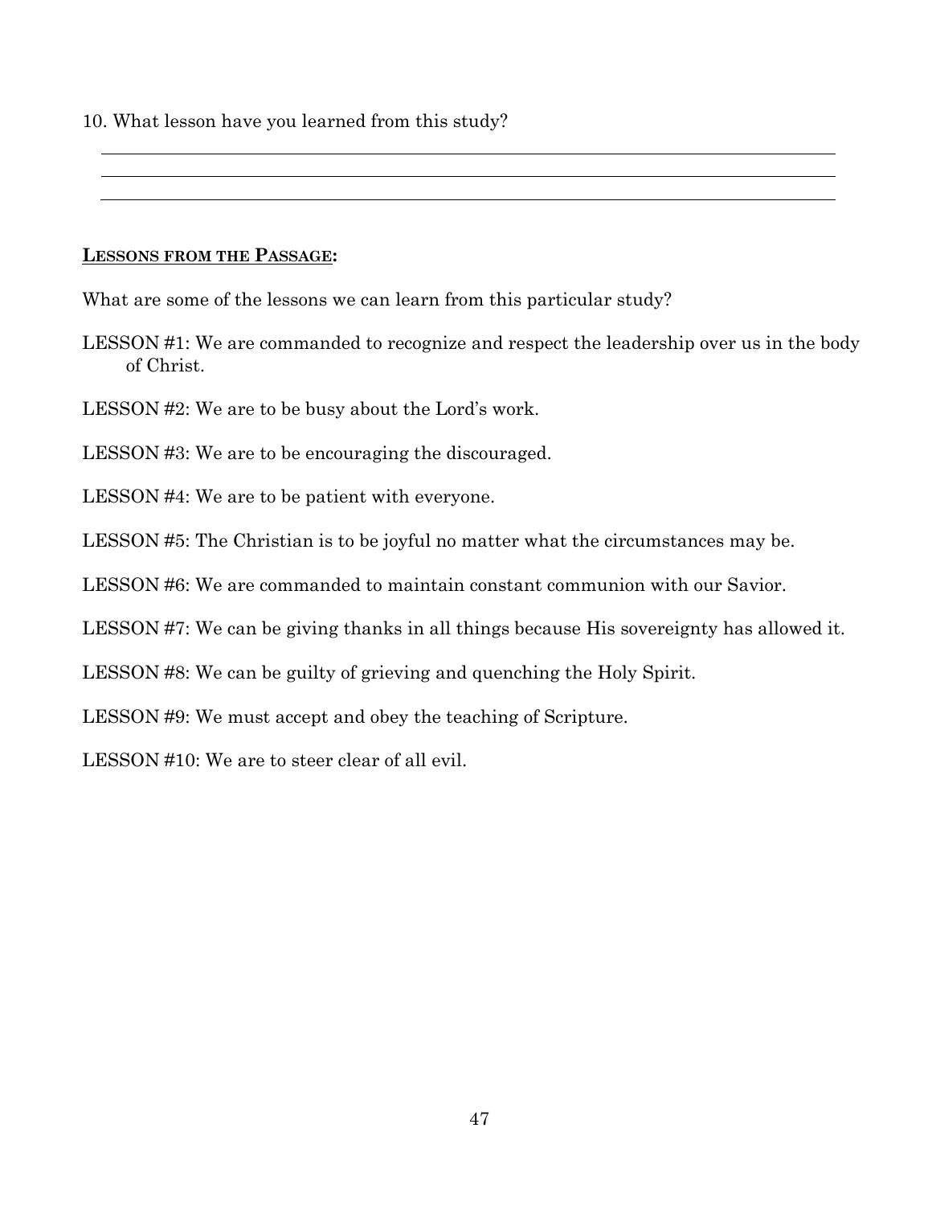10. What lesson have you learned from this study?

______________________________________________________________________

______________________________________________________________________

______________________________________________________________________

**LESSONS FROM THE PASSAGE:**

What are some of the lessons we can learn from this particular study?

LESSON #1: We are commanded to recognize and respect the leadership over us in the body of Christ.

LESSON #2: We are to be busy about the Lord's work.

LESSON #3: We are to be encouraging the discouraged.

LESSON #4: We are to be patient with everyone.

LESSON #5: The Christian is to be joyful no matter what the circumstances may be.

LESSON #6: We are commanded to maintain constant communion with our Savior.

LESSON #7: We can be giving thanks in all things because His sovereignty has allowed it.

LESSON #8: We can be guilty of grieving and quenching the Holy Spirit.

LESSON #9: We must accept and obey the teaching of Scripture.

LESSON #10: We are to steer clear of all evil.